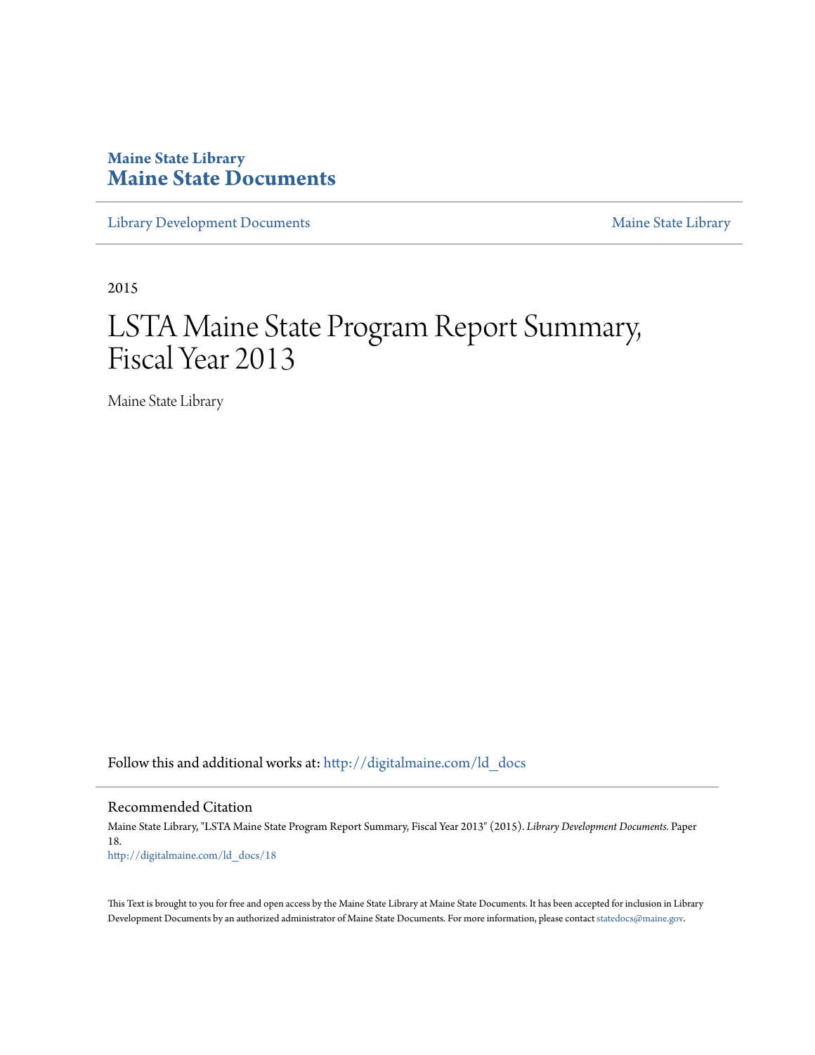**Maine State Library**
**Maine State Documents**

Library Development Documents | Maine State Library

2015

# LSTA Maine State Program Report Summary, Fiscal Year 2013

Maine State Library

Follow this and additional works at: http://digitalmaine.com/ld_docs

## Recommended Citation

Maine State Library, "LSTA Maine State Program Report Summary, Fiscal Year 2013" (2015). *Library Development Documents.* Paper 18.
http://digitalmaine.com/ld_docs/18

This Text is brought to you for free and open access by the Maine State Library at Maine State Documents. It has been accepted for inclusion in Library Development Documents by an authorized administrator of Maine State Documents. For more information, please contact statedocs@maine.gov.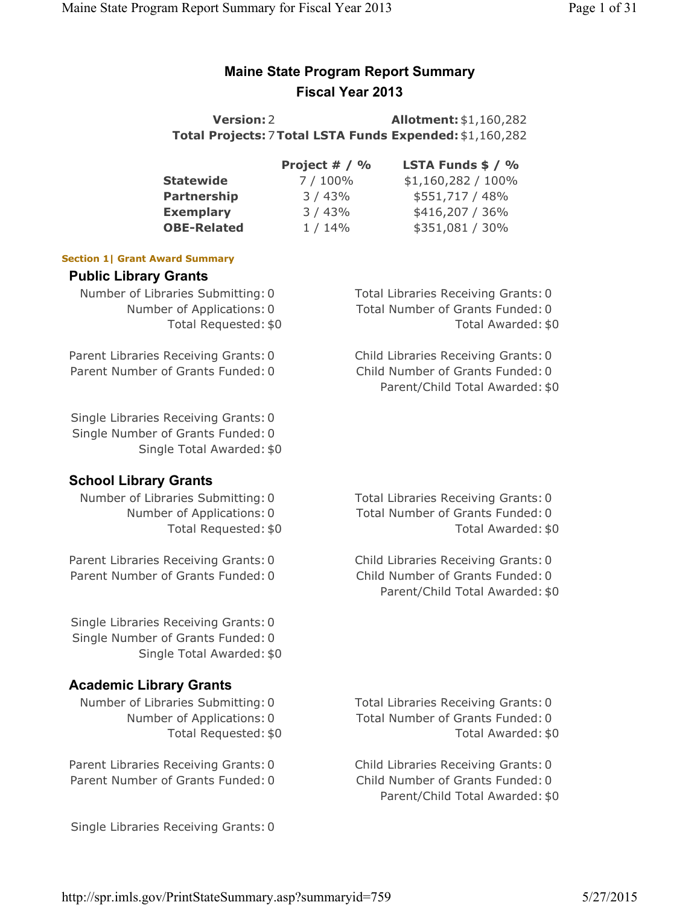# Maine State Program Report Summary

## Fiscal Year 2013

| | | | |
|---|---|---|---|
| **Version:** | 2 | **Allotment:** | $1,160,282 |
| **Total Projects:** | 7 | **Total LSTA Funds Expended:** | $1,160,282 |

| | Project # / % | LSTA Funds $ / % |
|---|---|---|
| **Statewide** | 7 / 100% | $1,160,282 / 100% |
| **Partnership** | 3 / 43% | $551,717 / 48% |
| **Exemplary** | 3 / 43% | $416,207 / 36% |
| **OBE-Related** | 1 / 14% | $351,081 / 30% |

**Section 1| Grant Award Summary**

### Public Library Grants

Number of Libraries Submitting: 0
Number of Applications: 0
Total Requested: $0

Total Libraries Receiving Grants: 0
Total Number of Grants Funded: 0
Total Awarded: $0

Parent Libraries Receiving Grants: 0
Parent Number of Grants Funded: 0

Child Libraries Receiving Grants: 0
Child Number of Grants Funded: 0
Parent/Child Total Awarded: $0

Single Libraries Receiving Grants: 0
Single Number of Grants Funded: 0
Single Total Awarded: $0

### School Library Grants

Number of Libraries Submitting: 0
Number of Applications: 0
Total Requested: $0

Total Libraries Receiving Grants: 0
Total Number of Grants Funded: 0
Total Awarded: $0

Parent Libraries Receiving Grants: 0
Parent Number of Grants Funded: 0

Child Libraries Receiving Grants: 0
Child Number of Grants Funded: 0
Parent/Child Total Awarded: $0

Single Libraries Receiving Grants: 0
Single Number of Grants Funded: 0
Single Total Awarded: $0

### Academic Library Grants

Number of Libraries Submitting: 0
Number of Applications: 0
Total Requested: $0

Total Libraries Receiving Grants: 0
Total Number of Grants Funded: 0
Total Awarded: $0

Parent Libraries Receiving Grants: 0
Parent Number of Grants Funded: 0

Child Libraries Receiving Grants: 0
Child Number of Grants Funded: 0
Parent/Child Total Awarded: $0

Single Libraries Receiving Grants: 0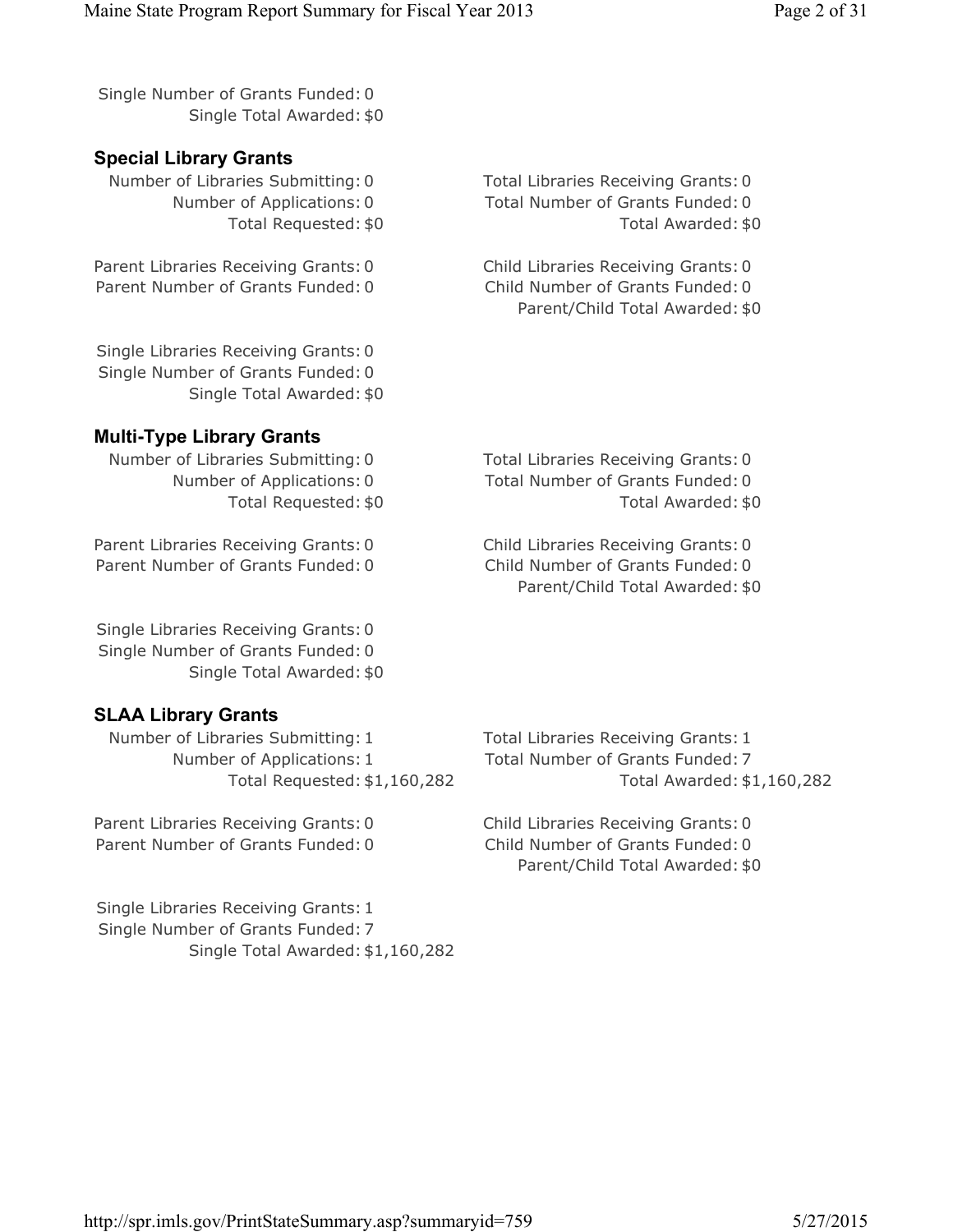Single Number of Grants Funded: 0
Single Total Awarded: $0

### Special Library Grants

Number of Libraries Submitting: 0
Number of Applications: 0
Total Requested: $0

Total Libraries Receiving Grants: 0
Total Number of Grants Funded: 0
Total Awarded: $0

Parent Libraries Receiving Grants: 0
Parent Number of Grants Funded: 0

Child Libraries Receiving Grants: 0
Child Number of Grants Funded: 0
Parent/Child Total Awarded: $0

Single Libraries Receiving Grants: 0
Single Number of Grants Funded: 0
Single Total Awarded: $0

### Multi-Type Library Grants

Number of Libraries Submitting: 0
Number of Applications: 0
Total Requested: $0

Total Libraries Receiving Grants: 0
Total Number of Grants Funded: 0
Total Awarded: $0

Parent Libraries Receiving Grants: 0
Parent Number of Grants Funded: 0

Child Libraries Receiving Grants: 0
Child Number of Grants Funded: 0
Parent/Child Total Awarded: $0

Single Libraries Receiving Grants: 0
Single Number of Grants Funded: 0
Single Total Awarded: $0

### SLAA Library Grants

Number of Libraries Submitting: 1
Number of Applications: 1
Total Requested: $1,160,282

Total Libraries Receiving Grants: 1
Total Number of Grants Funded: 7
Total Awarded: $1,160,282

Parent Libraries Receiving Grants: 0
Parent Number of Grants Funded: 0

Child Libraries Receiving Grants: 0
Child Number of Grants Funded: 0
Parent/Child Total Awarded: $0

Single Libraries Receiving Grants: 1
Single Number of Grants Funded: 7
Single Total Awarded: $1,160,282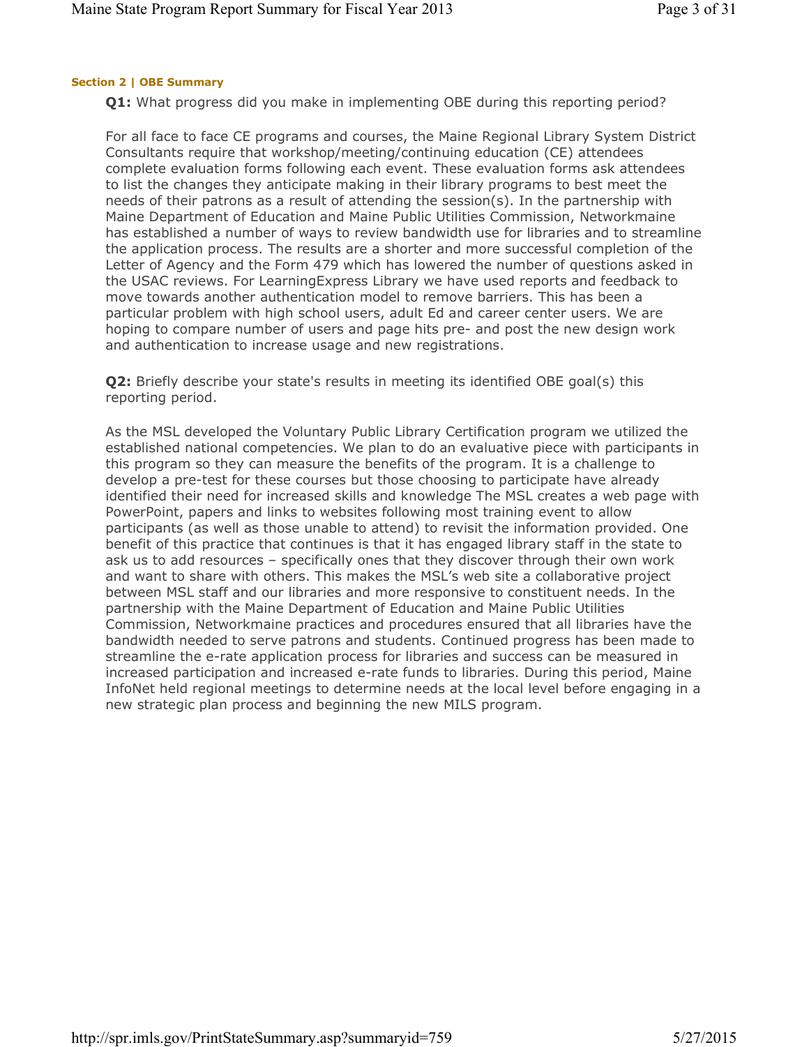**Section 2 | OBE Summary**

**Q1:** What progress did you make in implementing OBE during this reporting period?

For all face to face CE programs and courses, the Maine Regional Library System District Consultants require that workshop/meeting/continuing education (CE) attendees complete evaluation forms following each event. These evaluation forms ask attendees to list the changes they anticipate making in their library programs to best meet the needs of their patrons as a result of attending the session(s). In the partnership with Maine Department of Education and Maine Public Utilities Commission, Networkmaine has established a number of ways to review bandwidth use for libraries and to streamline the application process. The results are a shorter and more successful completion of the Letter of Agency and the Form 479 which has lowered the number of questions asked in the USAC reviews. For LearningExpress Library we have used reports and feedback to move towards another authentication model to remove barriers. This has been a particular problem with high school users, adult Ed and career center users. We are hoping to compare number of users and page hits pre- and post the new design work and authentication to increase usage and new registrations.

**Q2:** Briefly describe your state's results in meeting its identified OBE goal(s) this reporting period.

As the MSL developed the Voluntary Public Library Certification program we utilized the established national competencies. We plan to do an evaluative piece with participants in this program so they can measure the benefits of the program. It is a challenge to develop a pre-test for these courses but those choosing to participate have already identified their need for increased skills and knowledge The MSL creates a web page with PowerPoint, papers and links to websites following most training event to allow participants (as well as those unable to attend) to revisit the information provided. One benefit of this practice that continues is that it has engaged library staff in the state to ask us to add resources – specifically ones that they discover through their own work and want to share with others. This makes the MSL's web site a collaborative project between MSL staff and our libraries and more responsive to constituent needs. In the partnership with the Maine Department of Education and Maine Public Utilities Commission, Networkmaine practices and procedures ensured that all libraries have the bandwidth needed to serve patrons and students. Continued progress has been made to streamline the e-rate application process for libraries and success can be measured in increased participation and increased e-rate funds to libraries. During this period, Maine InfoNet held regional meetings to determine needs at the local level before engaging in a new strategic plan process and beginning the new MILS program.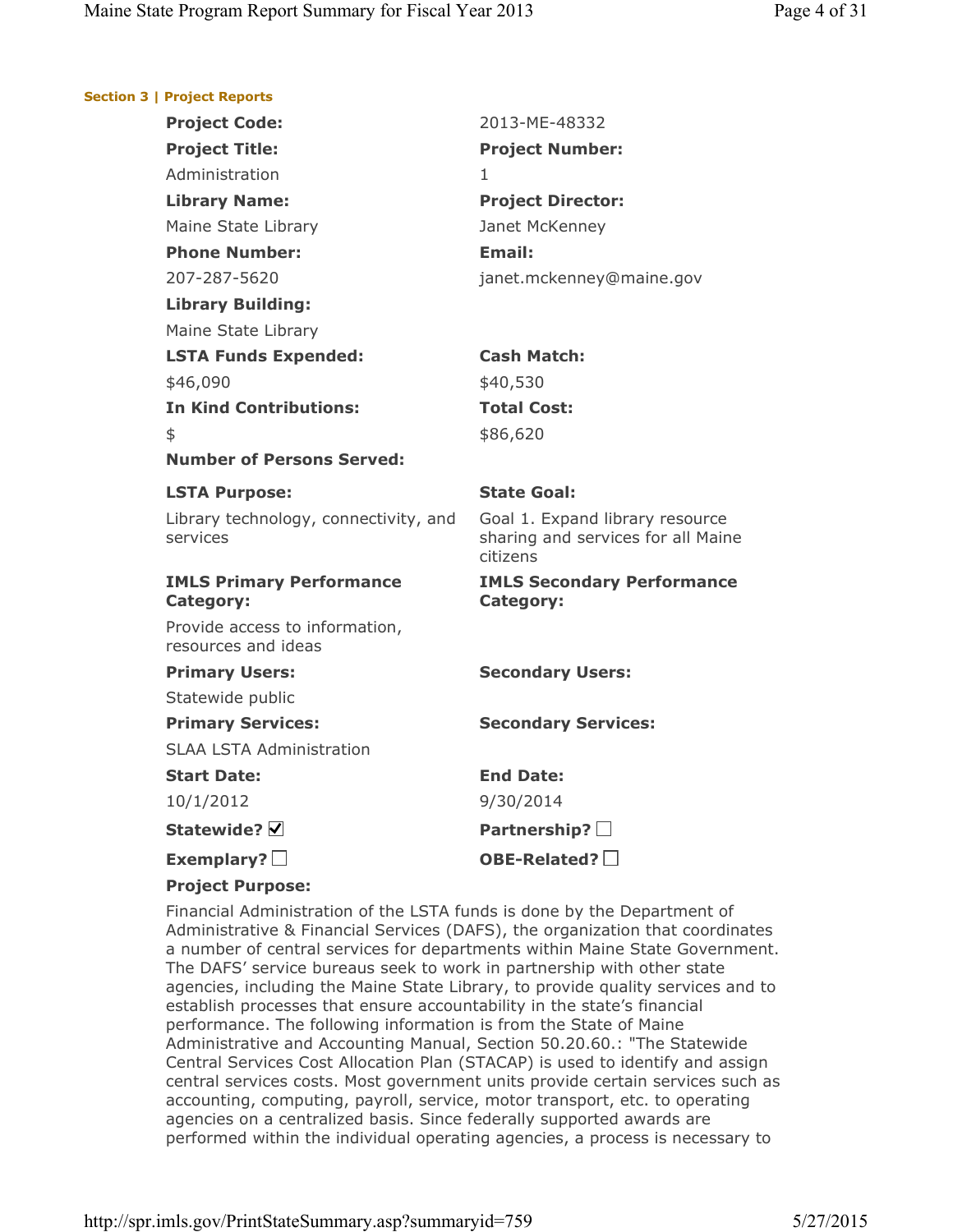**Section 3 | Project Reports**

| | |
|---|---|
| **Project Code:** | 2013-ME-48332 |
| **Project Title:** | **Project Number:** |
| Administration | 1 |
| **Library Name:** | **Project Director:** |
| Maine State Library | Janet McKenney |
| **Phone Number:** | **Email:** |
| 207-287-5620 | janet.mckenney@maine.gov |
| **Library Building:** | |
| Maine State Library | |
| **LSTA Funds Expended:** | **Cash Match:** |
| $46,090 | $40,530 |
| **In Kind Contributions:** | **Total Cost:** |
| $ | $86,620 |
| **Number of Persons Served:** | |
| **LSTA Purpose:** | **State Goal:** |
| Library technology, connectivity, and services | Goal 1. Expand library resource sharing and services for all Maine citizens |
| **IMLS Primary Performance Category:** | **IMLS Secondary Performance Category:** |
| Provide access to information, resources and ideas | |
| **Primary Users:** | **Secondary Users:** |
| Statewide public | |
| **Primary Services:** | **Secondary Services:** |
| SLAA LSTA Administration | |
| **Start Date:** | **End Date:** |
| 10/1/2012 | 9/30/2014 |
| **Statewide?** ☑ | **Partnership?** ☐ |
| **Exemplary?** ☐ | **OBE-Related?** ☐ |

**Project Purpose:**

Financial Administration of the LSTA funds is done by the Department of Administrative & Financial Services (DAFS), the organization that coordinates a number of central services for departments within Maine State Government. The DAFS' service bureaus seek to work in partnership with other state agencies, including the Maine State Library, to provide quality services and to establish processes that ensure accountability in the state's financial performance. The following information is from the State of Maine Administrative and Accounting Manual, Section 50.20.60.: "The Statewide Central Services Cost Allocation Plan (STACAP) is used to identify and assign central services costs. Most government units provide certain services such as accounting, computing, payroll, service, motor transport, etc. to operating agencies on a centralized basis. Since federally supported awards are performed within the individual operating agencies, a process is necessary to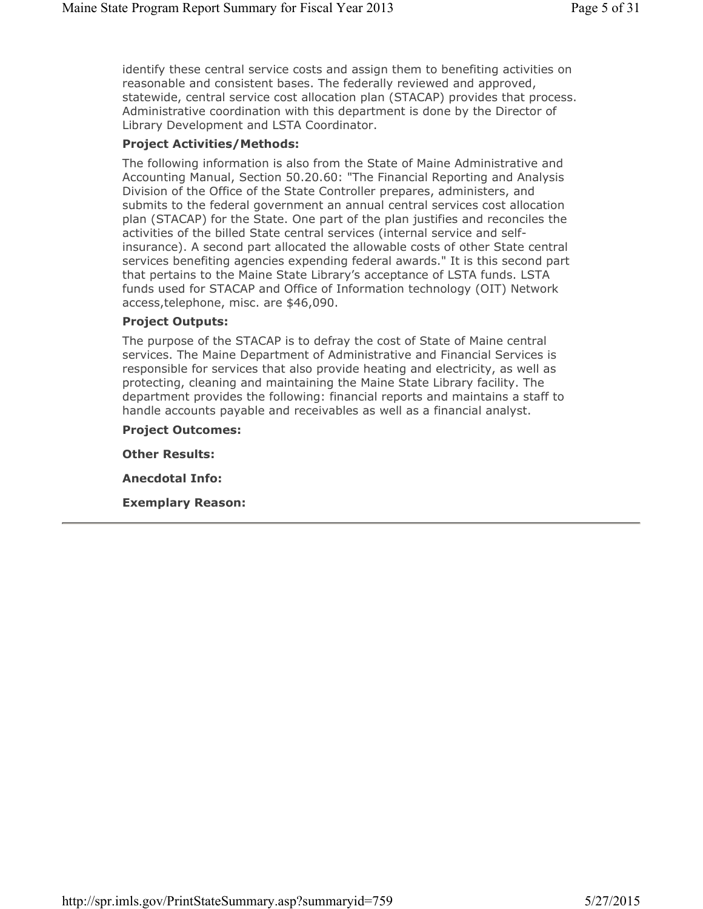identify these central service costs and assign them to benefiting activities on reasonable and consistent bases. The federally reviewed and approved, statewide, central service cost allocation plan (STACAP) provides that process. Administrative coordination with this department is done by the Director of Library Development and LSTA Coordinator.

**Project Activities/Methods:**

The following information is also from the State of Maine Administrative and Accounting Manual, Section 50.20.60: "The Financial Reporting and Analysis Division of the Office of the State Controller prepares, administers, and submits to the federal government an annual central services cost allocation plan (STACAP) for the State. One part of the plan justifies and reconciles the activities of the billed State central services (internal service and self-insurance). A second part allocated the allowable costs of other State central services benefiting agencies expending federal awards." It is this second part that pertains to the Maine State Library's acceptance of LSTA funds. LSTA funds used for STACAP and Office of Information technology (OIT) Network access,telephone, misc. are $46,090.

**Project Outputs:**

The purpose of the STACAP is to defray the cost of State of Maine central services. The Maine Department of Administrative and Financial Services is responsible for services that also provide heating and electricity, as well as protecting, cleaning and maintaining the Maine State Library facility. The department provides the following: financial reports and maintains a staff to handle accounts payable and receivables as well as a financial analyst.

**Project Outcomes:**

**Other Results:**

**Anecdotal Info:**

**Exemplary Reason:**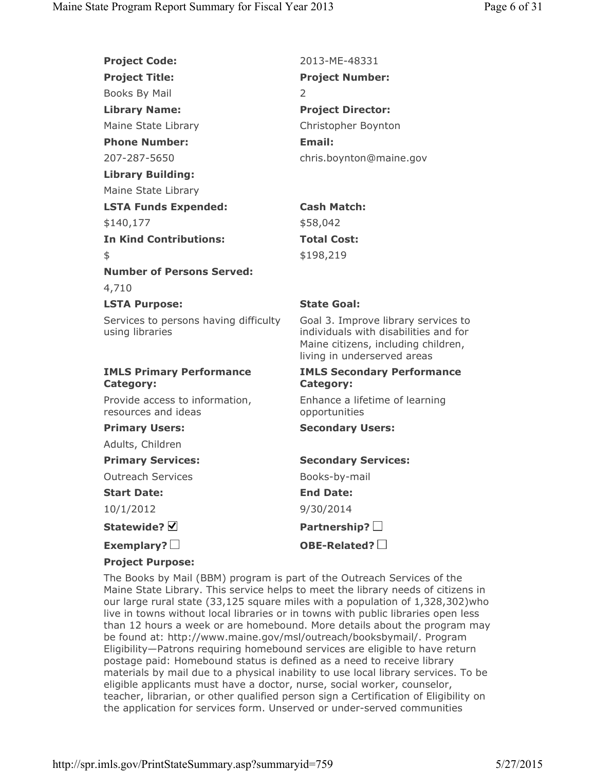**Project Code:** 2013-ME-48331

**Project Title:** Books By Mail

**Project Number:** 2

**Library Name:** Maine State Library

**Project Director:** Christopher Boynton

**Phone Number:** 207-287-5650

**Email:** chris.boynton@maine.gov

**Library Building:** Maine State Library

**LSTA Funds Expended:** $140,177

**Cash Match:** $58,042

**In Kind Contributions:** $

**Total Cost:** $198,219

**Number of Persons Served:** 4,710

**LSTA Purpose:** Services to persons having difficulty using libraries

**State Goal:** Goal 3. Improve library services to individuals with disabilities and for Maine citizens, including children, living in underserved areas

**IMLS Primary Performance Category:** Provide access to information, resources and ideas

**IMLS Secondary Performance Category:** Enhance a lifetime of learning opportunities

**Primary Users:** Adults, Children

**Secondary Users:**

**Primary Services:** Outreach Services

**Secondary Services:** Books-by-mail

**Start Date:** 10/1/2012

**End Date:** 9/30/2014

**Statewide?** ☑

**Partnership?** ☐

**Exemplary?** ☐

**OBE-Related?** ☐

**Project Purpose:**

The Books by Mail (BBM) program is part of the Outreach Services of the Maine State Library. This service helps to meet the library needs of citizens in our large rural state (33,125 square miles with a population of 1,328,302)who live in towns without local libraries or in towns with public libraries open less than 12 hours a week or are homebound. More details about the program may be found at: http://www.maine.gov/msl/outreach/booksbymail/. Program Eligibility—Patrons requiring homebound services are eligible to have return postage paid: Homebound status is defined as a need to receive library materials by mail due to a physical inability to use local library services. To be eligible applicants must have a doctor, nurse, social worker, counselor, teacher, librarian, or other qualified person sign a Certification of Eligibility on the application for services form. Unserved or under-served communities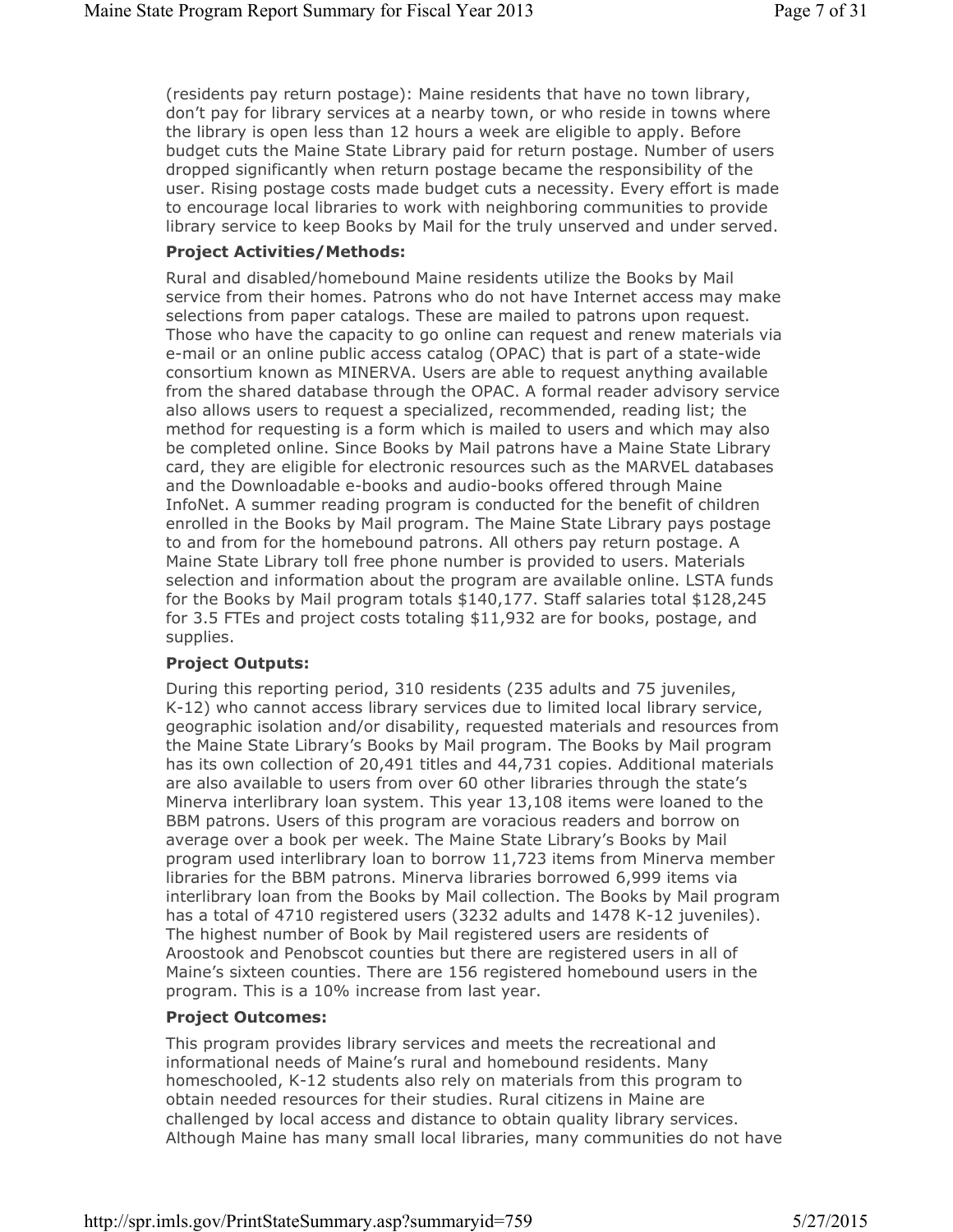(residents pay return postage): Maine residents that have no town library, don't pay for library services at a nearby town, or who reside in towns where the library is open less than 12 hours a week are eligible to apply. Before budget cuts the Maine State Library paid for return postage. Number of users dropped significantly when return postage became the responsibility of the user. Rising postage costs made budget cuts a necessity. Every effort is made to encourage local libraries to work with neighboring communities to provide library service to keep Books by Mail for the truly unserved and under served.

**Project Activities/Methods:**

Rural and disabled/homebound Maine residents utilize the Books by Mail service from their homes. Patrons who do not have Internet access may make selections from paper catalogs. These are mailed to patrons upon request. Those who have the capacity to go online can request and renew materials via e-mail or an online public access catalog (OPAC) that is part of a state-wide consortium known as MINERVA. Users are able to request anything available from the shared database through the OPAC. A formal reader advisory service also allows users to request a specialized, recommended, reading list; the method for requesting is a form which is mailed to users and which may also be completed online. Since Books by Mail patrons have a Maine State Library card, they are eligible for electronic resources such as the MARVEL databases and the Downloadable e-books and audio-books offered through Maine InfoNet. A summer reading program is conducted for the benefit of children enrolled in the Books by Mail program. The Maine State Library pays postage to and from for the homebound patrons. All others pay return postage. A Maine State Library toll free phone number is provided to users. Materials selection and information about the program are available online. LSTA funds for the Books by Mail program totals $140,177. Staff salaries total $128,245 for 3.5 FTEs and project costs totaling $11,932 are for books, postage, and supplies.

**Project Outputs:**

During this reporting period, 310 residents (235 adults and 75 juveniles, K-12) who cannot access library services due to limited local library service, geographic isolation and/or disability, requested materials and resources from the Maine State Library's Books by Mail program. The Books by Mail program has its own collection of 20,491 titles and 44,731 copies. Additional materials are also available to users from over 60 other libraries through the state's Minerva interlibrary loan system. This year 13,108 items were loaned to the BBM patrons. Users of this program are voracious readers and borrow on average over a book per week. The Maine State Library's Books by Mail program used interlibrary loan to borrow 11,723 items from Minerva member libraries for the BBM patrons. Minerva libraries borrowed 6,999 items via interlibrary loan from the Books by Mail collection. The Books by Mail program has a total of 4710 registered users (3232 adults and 1478 K-12 juveniles). The highest number of Book by Mail registered users are residents of Aroostook and Penobscot counties but there are registered users in all of Maine's sixteen counties. There are 156 registered homebound users in the program. This is a 10% increase from last year.

**Project Outcomes:**

This program provides library services and meets the recreational and informational needs of Maine's rural and homebound residents. Many homeschooled, K-12 students also rely on materials from this program to obtain needed resources for their studies. Rural citizens in Maine are challenged by local access and distance to obtain quality library services. Although Maine has many small local libraries, many communities do not have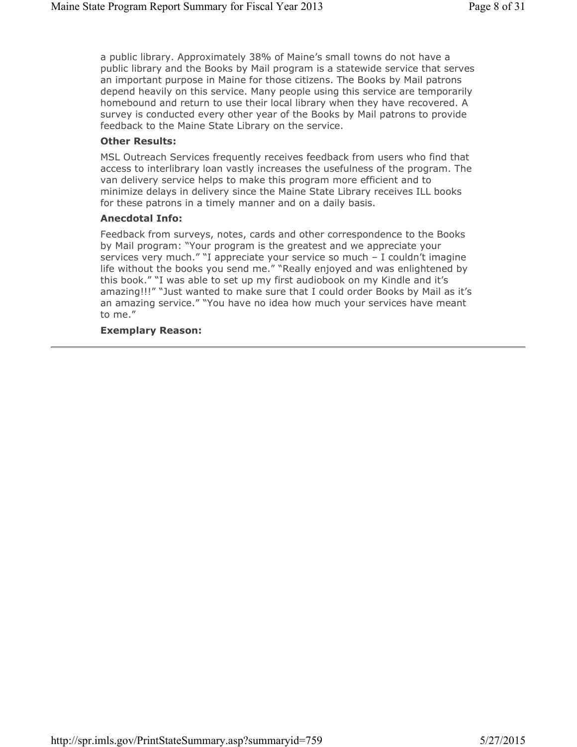a public library. Approximately 38% of Maine's small towns do not have a public library and the Books by Mail program is a statewide service that serves an important purpose in Maine for those citizens. The Books by Mail patrons depend heavily on this service. Many people using this service are temporarily homebound and return to use their local library when they have recovered. A survey is conducted every other year of the Books by Mail patrons to provide feedback to the Maine State Library on the service.

**Other Results:**

MSL Outreach Services frequently receives feedback from users who find that access to interlibrary loan vastly increases the usefulness of the program. The van delivery service helps to make this program more efficient and to minimize delays in delivery since the Maine State Library receives ILL books for these patrons in a timely manner and on a daily basis.

**Anecdotal Info:**

Feedback from surveys, notes, cards and other correspondence to the Books by Mail program: "Your program is the greatest and we appreciate your services very much." "I appreciate your service so much – I couldn't imagine life without the books you send me." "Really enjoyed and was enlightened by this book." "I was able to set up my first audiobook on my Kindle and it's amazing!!!" "Just wanted to make sure that I could order Books by Mail as it's an amazing service." "You have no idea how much your services have meant to me."

**Exemplary Reason:**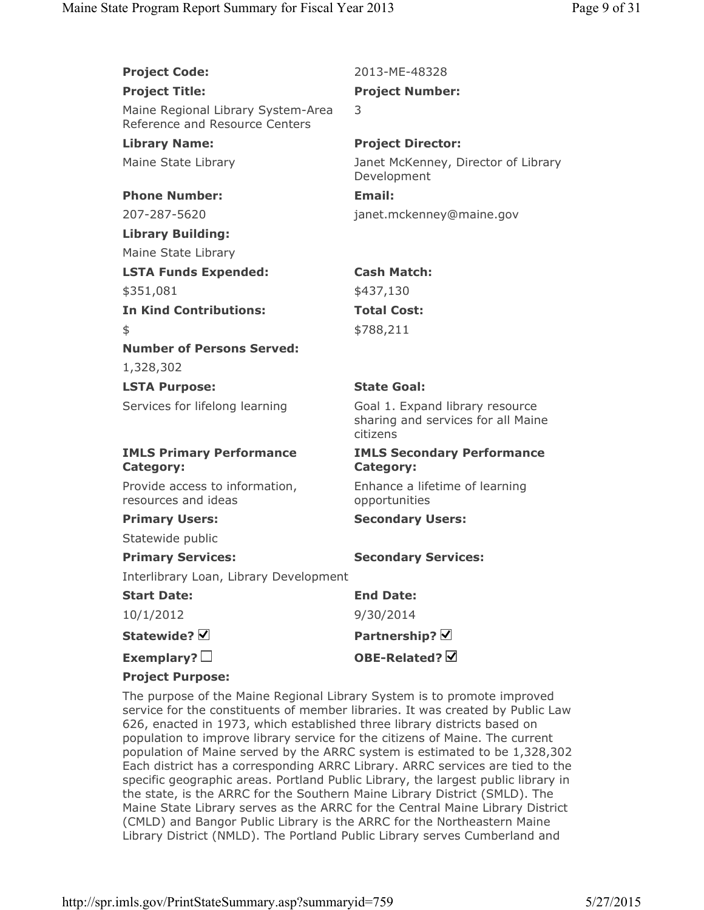**Project Code:** 2013-ME-48328

**Project Title:** Maine Regional Library System-Area Reference and Resource Centers

**Project Number:** 3

**Library Name:** Maine State Library

**Project Director:** Janet McKenney, Director of Library Development

**Phone Number:** 207-287-5620

**Email:** janet.mckenney@maine.gov

**Library Building:** Maine State Library

**LSTA Funds Expended:** $351,081

**Cash Match:** $437,130

**In Kind Contributions:** $

**Total Cost:** $788,211

**Number of Persons Served:** 1,328,302

**LSTA Purpose:** Services for lifelong learning

**State Goal:** Goal 1. Expand library resource sharing and services for all Maine citizens

**IMLS Primary Performance Category:** Provide access to information, resources and ideas

**IMLS Secondary Performance Category:** Enhance a lifetime of learning opportunities

**Primary Users:** Statewide public

**Secondary Users:**

**Primary Services:** Interlibrary Loan, Library Development

**Secondary Services:**

**Start Date:** 10/1/2012

**End Date:** 9/30/2014

**Statewide?** ☑

**Partnership?** ☑

**Exemplary?** ☐

**OBE-Related?** ☑

**Project Purpose:**

The purpose of the Maine Regional Library System is to promote improved service for the constituents of member libraries. It was created by Public Law 626, enacted in 1973, which established three library districts based on population to improve library service for the citizens of Maine. The current population of Maine served by the ARRC system is estimated to be 1,328,302 Each district has a corresponding ARRC Library. ARRC services are tied to the specific geographic areas. Portland Public Library, the largest public library in the state, is the ARRC for the Southern Maine Library District (SMLD). The Maine State Library serves as the ARRC for the Central Maine Library District (CMLD) and Bangor Public Library is the ARRC for the Northeastern Maine Library District (NMLD). The Portland Public Library serves Cumberland and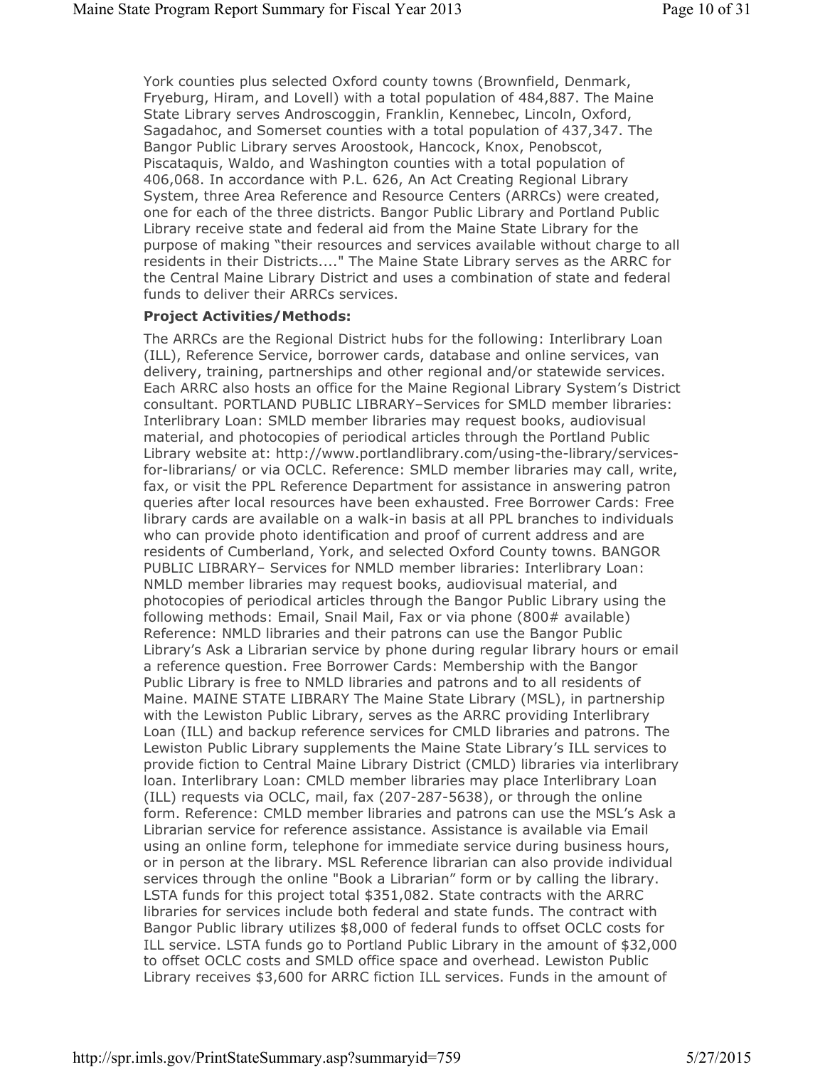York counties plus selected Oxford county towns (Brownfield, Denmark, Fryeburg, Hiram, and Lovell) with a total population of 484,887. The Maine State Library serves Androscoggin, Franklin, Kennebec, Lincoln, Oxford, Sagadahoc, and Somerset counties with a total population of 437,347. The Bangor Public Library serves Aroostook, Hancock, Knox, Penobscot, Piscataquis, Waldo, and Washington counties with a total population of 406,068. In accordance with P.L. 626, An Act Creating Regional Library System, three Area Reference and Resource Centers (ARRCs) were created, one for each of the three districts. Bangor Public Library and Portland Public Library receive state and federal aid from the Maine State Library for the purpose of making "their resources and services available without charge to all residents in their Districts...." The Maine State Library serves as the ARRC for the Central Maine Library District and uses a combination of state and federal funds to deliver their ARRCs services.

**Project Activities/Methods:**

The ARRCs are the Regional District hubs for the following: Interlibrary Loan (ILL), Reference Service, borrower cards, database and online services, van delivery, training, partnerships and other regional and/or statewide services. Each ARRC also hosts an office for the Maine Regional Library System's District consultant. PORTLAND PUBLIC LIBRARY–Services for SMLD member libraries: Interlibrary Loan: SMLD member libraries may request books, audiovisual material, and photocopies of periodical articles through the Portland Public Library website at: http://www.portlandlibrary.com/using-the-library/services-for-librarians/ or via OCLC. Reference: SMLD member libraries may call, write, fax, or visit the PPL Reference Department for assistance in answering patron queries after local resources have been exhausted. Free Borrower Cards: Free library cards are available on a walk-in basis at all PPL branches to individuals who can provide photo identification and proof of current address and are residents of Cumberland, York, and selected Oxford County towns. BANGOR PUBLIC LIBRARY– Services for NMLD member libraries: Interlibrary Loan: NMLD member libraries may request books, audiovisual material, and photocopies of periodical articles through the Bangor Public Library using the following methods: Email, Snail Mail, Fax or via phone (800# available) Reference: NMLD libraries and their patrons can use the Bangor Public Library's Ask a Librarian service by phone during regular library hours or email a reference question. Free Borrower Cards: Membership with the Bangor Public Library is free to NMLD libraries and patrons and to all residents of Maine. MAINE STATE LIBRARY The Maine State Library (MSL), in partnership with the Lewiston Public Library, serves as the ARRC providing Interlibrary Loan (ILL) and backup reference services for CMLD libraries and patrons. The Lewiston Public Library supplements the Maine State Library's ILL services to provide fiction to Central Maine Library District (CMLD) libraries via interlibrary loan. Interlibrary Loan: CMLD member libraries may place Interlibrary Loan (ILL) requests via OCLC, mail, fax (207-287-5638), or through the online form. Reference: CMLD member libraries and patrons can use the MSL's Ask a Librarian service for reference assistance. Assistance is available via Email using an online form, telephone for immediate service during business hours, or in person at the library. MSL Reference librarian can also provide individual services through the online "Book a Librarian" form or by calling the library. LSTA funds for this project total $351,082. State contracts with the ARRC libraries for services include both federal and state funds. The contract with Bangor Public library utilizes $8,000 of federal funds to offset OCLC costs for ILL service. LSTA funds go to Portland Public Library in the amount of $32,000 to offset OCLC costs and SMLD office space and overhead. Lewiston Public Library receives $3,600 for ARRC fiction ILL services. Funds in the amount of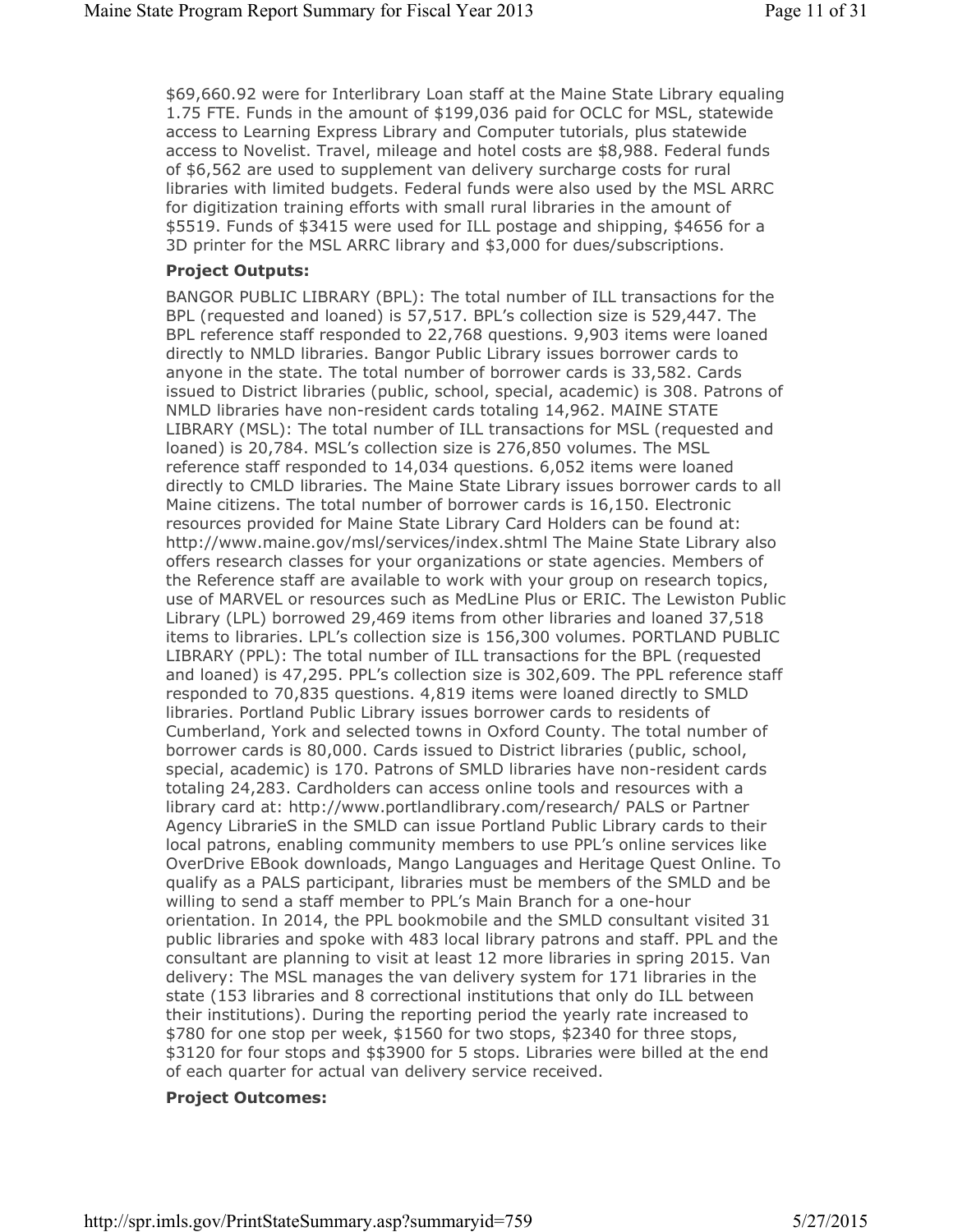$69,660.92 were for Interlibrary Loan staff at the Maine State Library equaling 1.75 FTE. Funds in the amount of $199,036 paid for OCLC for MSL, statewide access to Learning Express Library and Computer tutorials, plus statewide access to Novelist. Travel, mileage and hotel costs are $8,988. Federal funds of $6,562 are used to supplement van delivery surcharge costs for rural libraries with limited budgets. Federal funds were also used by the MSL ARRC for digitization training efforts with small rural libraries in the amount of $5519. Funds of $3415 were used for ILL postage and shipping, $4656 for a 3D printer for the MSL ARRC library and $3,000 for dues/subscriptions.

**Project Outputs:**

BANGOR PUBLIC LIBRARY (BPL): The total number of ILL transactions for the BPL (requested and loaned) is 57,517. BPL's collection size is 529,447. The BPL reference staff responded to 22,768 questions. 9,903 items were loaned directly to NMLD libraries. Bangor Public Library issues borrower cards to anyone in the state. The total number of borrower cards is 33,582. Cards issued to District libraries (public, school, special, academic) is 308. Patrons of NMLD libraries have non-resident cards totaling 14,962. MAINE STATE LIBRARY (MSL): The total number of ILL transactions for MSL (requested and loaned) is 20,784. MSL's collection size is 276,850 volumes. The MSL reference staff responded to 14,034 questions. 6,052 items were loaned directly to CMLD libraries. The Maine State Library issues borrower cards to all Maine citizens. The total number of borrower cards is 16,150. Electronic resources provided for Maine State Library Card Holders can be found at: http://www.maine.gov/msl/services/index.shtml The Maine State Library also offers research classes for your organizations or state agencies. Members of the Reference staff are available to work with your group on research topics, use of MARVEL or resources such as MedLine Plus or ERIC. The Lewiston Public Library (LPL) borrowed 29,469 items from other libraries and loaned 37,518 items to libraries. LPL's collection size is 156,300 volumes. PORTLAND PUBLIC LIBRARY (PPL): The total number of ILL transactions for the BPL (requested and loaned) is 47,295. PPL's collection size is 302,609. The PPL reference staff responded to 70,835 questions. 4,819 items were loaned directly to SMLD libraries. Portland Public Library issues borrower cards to residents of Cumberland, York and selected towns in Oxford County. The total number of borrower cards is 80,000. Cards issued to District libraries (public, school, special, academic) is 170. Patrons of SMLD libraries have non-resident cards totaling 24,283. Cardholders can access online tools and resources with a library card at: http://www.portlandlibrary.com/research/ PALS or Partner Agency LibrarieS in the SMLD can issue Portland Public Library cards to their local patrons, enabling community members to use PPL's online services like OverDrive EBook downloads, Mango Languages and Heritage Quest Online. To qualify as a PALS participant, libraries must be members of the SMLD and be willing to send a staff member to PPL's Main Branch for a one-hour orientation. In 2014, the PPL bookmobile and the SMLD consultant visited 31 public libraries and spoke with 483 local library patrons and staff. PPL and the consultant are planning to visit at least 12 more libraries in spring 2015. Van delivery: The MSL manages the van delivery system for 171 libraries in the state (153 libraries and 8 correctional institutions that only do ILL between their institutions). During the reporting period the yearly rate increased to $780 for one stop per week, $1560 for two stops, $2340 for three stops, $3120 for four stops and $$3900 for 5 stops. Libraries were billed at the end of each quarter for actual van delivery service received.

**Project Outcomes:**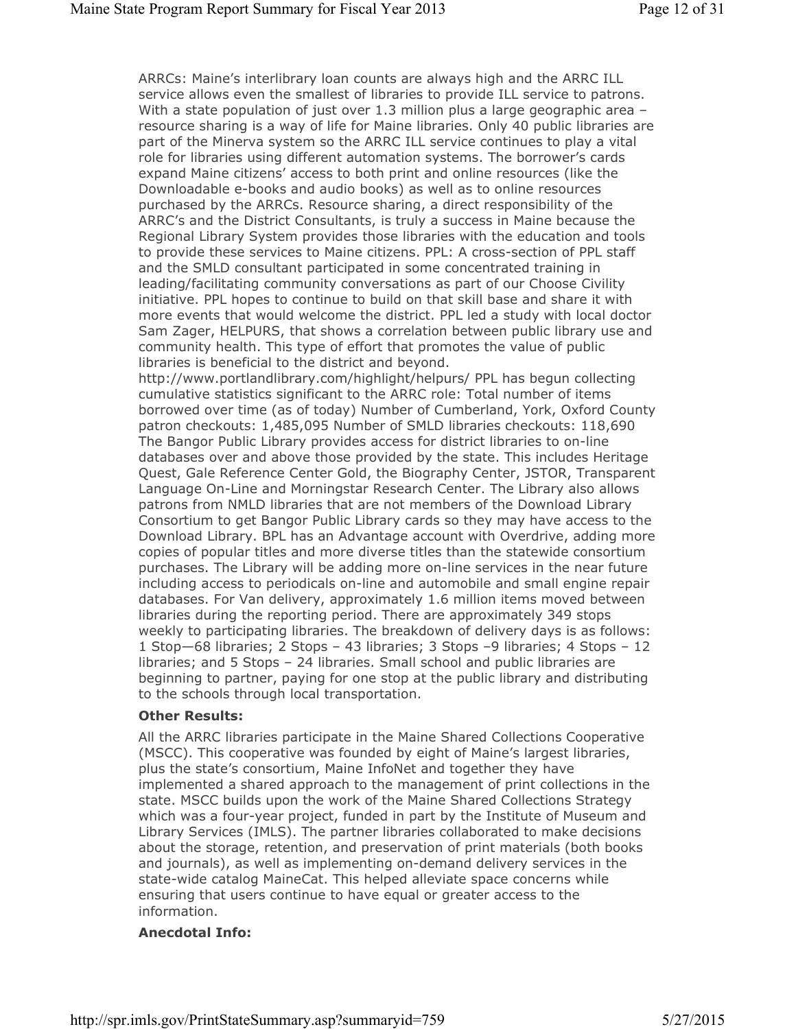ARRCs: Maine's interlibrary loan counts are always high and the ARRC ILL service allows even the smallest of libraries to provide ILL service to patrons. With a state population of just over 1.3 million plus a large geographic area – resource sharing is a way of life for Maine libraries. Only 40 public libraries are part of the Minerva system so the ARRC ILL service continues to play a vital role for libraries using different automation systems. The borrower's cards expand Maine citizens' access to both print and online resources (like the Downloadable e-books and audio books) as well as to online resources purchased by the ARRCs. Resource sharing, a direct responsibility of the ARRC's and the District Consultants, is truly a success in Maine because the Regional Library System provides those libraries with the education and tools to provide these services to Maine citizens. PPL: A cross-section of PPL staff and the SMLD consultant participated in some concentrated training in leading/facilitating community conversations as part of our Choose Civility initiative. PPL hopes to continue to build on that skill base and share it with more events that would welcome the district. PPL led a study with local doctor Sam Zager, HELPURS, that shows a correlation between public library use and community health. This type of effort that promotes the value of public libraries is beneficial to the district and beyond. http://www.portlandlibrary.com/highlight/helpurs/ PPL has begun collecting cumulative statistics significant to the ARRC role: Total number of items borrowed over time (as of today) Number of Cumberland, York, Oxford County patron checkouts: 1,485,095 Number of SMLD libraries checkouts: 118,690 The Bangor Public Library provides access for district libraries to on-line databases over and above those provided by the state. This includes Heritage Quest, Gale Reference Center Gold, the Biography Center, JSTOR, Transparent Language On-Line and Morningstar Research Center. The Library also allows patrons from NMLD libraries that are not members of the Download Library Consortium to get Bangor Public Library cards so they may have access to the Download Library. BPL has an Advantage account with Overdrive, adding more copies of popular titles and more diverse titles than the statewide consortium purchases. The Library will be adding more on-line services in the near future including access to periodicals on-line and automobile and small engine repair databases. For Van delivery, approximately 1.6 million items moved between libraries during the reporting period. There are approximately 349 stops weekly to participating libraries. The breakdown of delivery days is as follows: 1 Stop—68 libraries; 2 Stops – 43 libraries; 3 Stops –9 libraries; 4 Stops – 12 libraries; and 5 Stops – 24 libraries. Small school and public libraries are beginning to partner, paying for one stop at the public library and distributing to the schools through local transportation.

**Other Results:**

All the ARRC libraries participate in the Maine Shared Collections Cooperative (MSCC). This cooperative was founded by eight of Maine's largest libraries, plus the state's consortium, Maine InfoNet and together they have implemented a shared approach to the management of print collections in the state. MSCC builds upon the work of the Maine Shared Collections Strategy which was a four-year project, funded in part by the Institute of Museum and Library Services (IMLS). The partner libraries collaborated to make decisions about the storage, retention, and preservation of print materials (both books and journals), as well as implementing on-demand delivery services in the state-wide catalog MaineCat. This helped alleviate space concerns while ensuring that users continue to have equal or greater access to the information.

**Anecdotal Info:**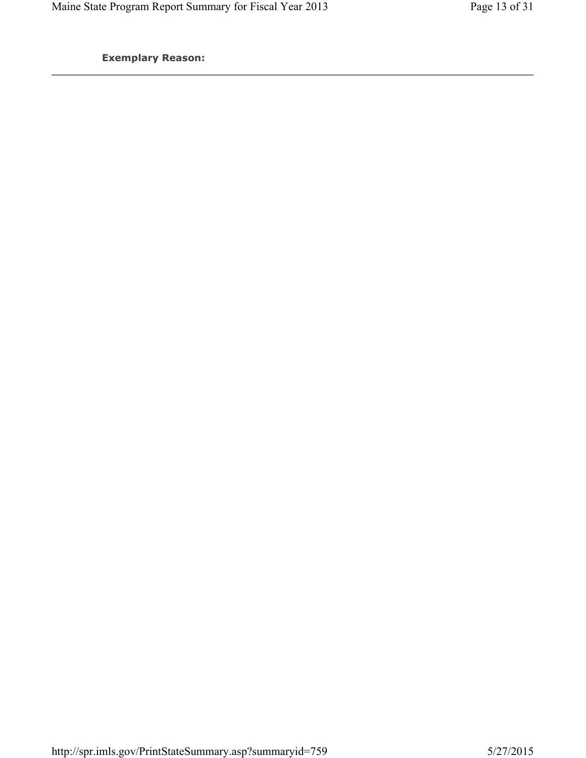**Exemplary Reason:**

---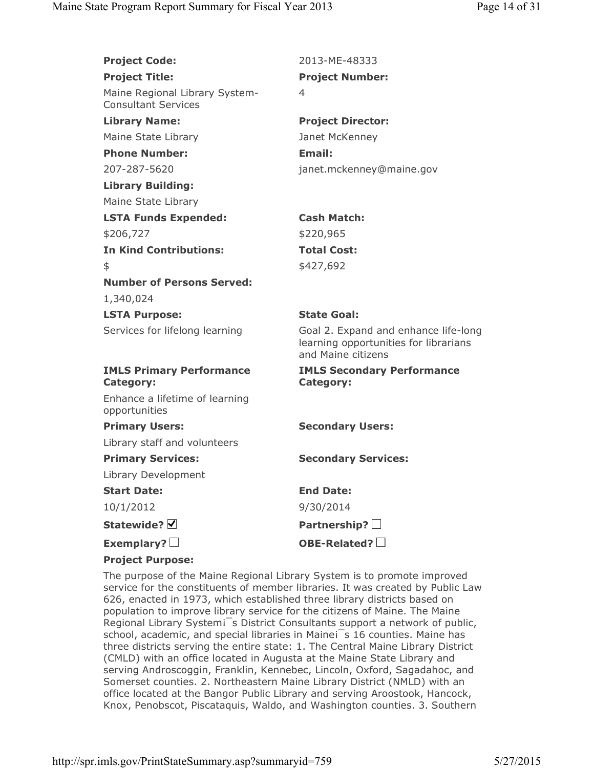**Project Code:** 2013-ME-48333

**Project Title:** Maine Regional Library System-Consultant Services

**Project Number:** 4

**Library Name:** Maine State Library

**Project Director:** Janet McKenney

**Phone Number:** 207-287-5620

**Email:** janet.mckenney@maine.gov

**Library Building:** Maine State Library

**LSTA Funds Expended:** $206,727

**Cash Match:** $220,965

**In Kind Contributions:** $

**Total Cost:** $427,692

**Number of Persons Served:** 1,340,024

**LSTA Purpose:** Services for lifelong learning

**State Goal:** Goal 2. Expand and enhance life-long learning opportunities for librarians and Maine citizens

**IMLS Primary Performance Category:** Enhance a lifetime of learning opportunities

**IMLS Secondary Performance Category:**

**Primary Users:** Library staff and volunteers

**Secondary Users:**

**Primary Services:** Library Development

**Secondary Services:**

**Start Date:** 10/1/2012

**End Date:** 9/30/2014

**Statewide?** ☑

**Partnership?** ☐

**Exemplary?** ☐

**OBE-Related?** ☐

**Project Purpose:**

The purpose of the Maine Regional Library System is to promote improved service for the constituents of member libraries. It was created by Public Law 626, enacted in 1973, which established three library districts based on population to improve library service for the citizens of Maine. The Maine Regional Library Systemi¯s District Consultants support a network of public, school, academic, and special libraries in Mainei¯s 16 counties. Maine has three districts serving the entire state: 1. The Central Maine Library District (CMLD) with an office located in Augusta at the Maine State Library and serving Androscoggin, Franklin, Kennebec, Lincoln, Oxford, Sagadahoc, and Somerset counties. 2. Northeastern Maine Library District (NMLD) with an office located at the Bangor Public Library and serving Aroostook, Hancock, Knox, Penobscot, Piscataquis, Waldo, and Washington counties. 3. Southern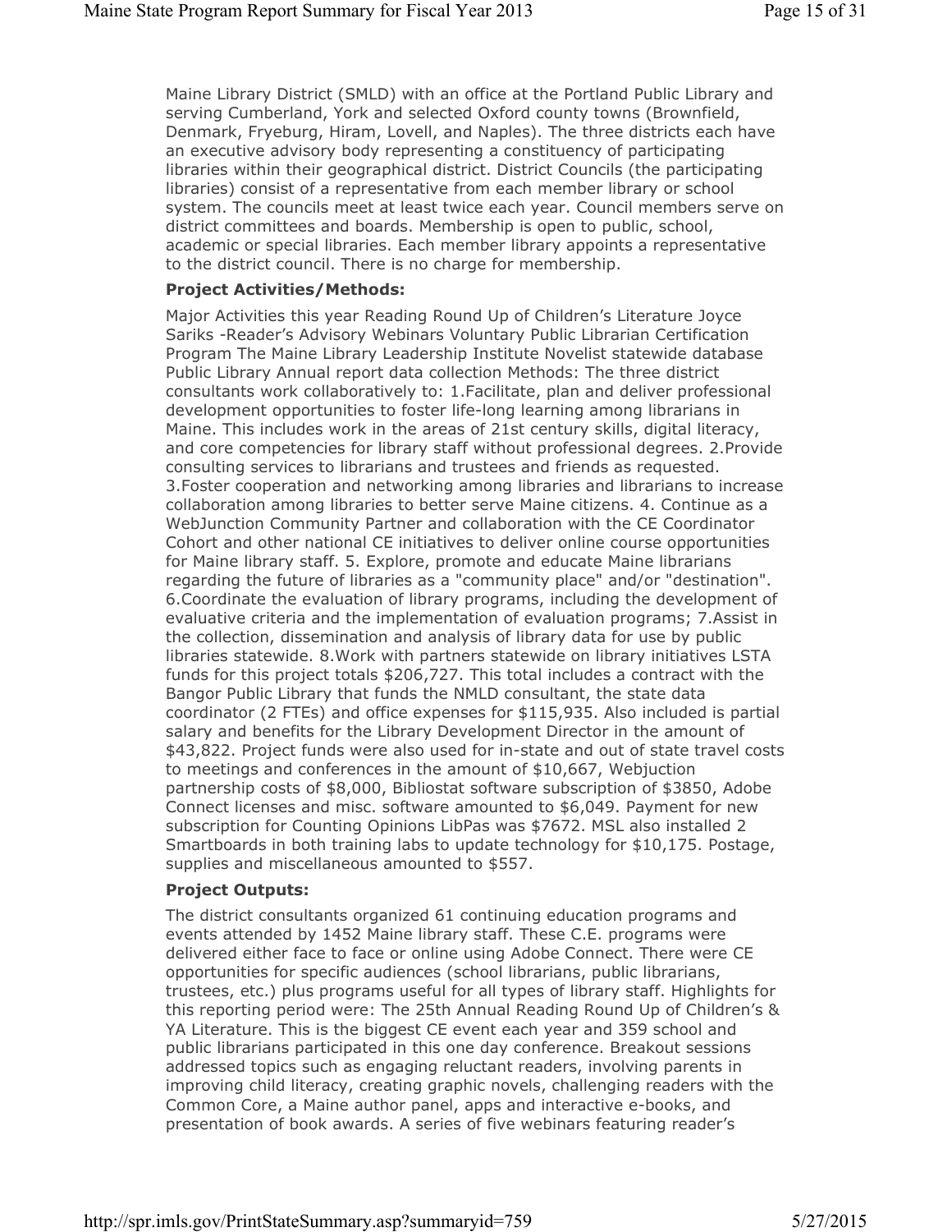Maine Library District (SMLD) with an office at the Portland Public Library and serving Cumberland, York and selected Oxford county towns (Brownfield, Denmark, Fryeburg, Hiram, Lovell, and Naples). The three districts each have an executive advisory body representing a constituency of participating libraries within their geographical district. District Councils (the participating libraries) consist of a representative from each member library or school system. The councils meet at least twice each year. Council members serve on district committees and boards. Membership is open to public, school, academic or special libraries. Each member library appoints a representative to the district council. There is no charge for membership.

**Project Activities/Methods:**

Major Activities this year Reading Round Up of Children's Literature Joyce Sariks -Reader's Advisory Webinars Voluntary Public Librarian Certification Program The Maine Library Leadership Institute Novelist statewide database Public Library Annual report data collection Methods: The three district consultants work collaboratively to: 1.Facilitate, plan and deliver professional development opportunities to foster life-long learning among librarians in Maine. This includes work in the areas of 21st century skills, digital literacy, and core competencies for library staff without professional degrees. 2.Provide consulting services to librarians and trustees and friends as requested. 3.Foster cooperation and networking among libraries and librarians to increase collaboration among libraries to better serve Maine citizens. 4. Continue as a WebJunction Community Partner and collaboration with the CE Coordinator Cohort and other national CE initiatives to deliver online course opportunities for Maine library staff. 5. Explore, promote and educate Maine librarians regarding the future of libraries as a "community place" and/or "destination". 6.Coordinate the evaluation of library programs, including the development of evaluative criteria and the implementation of evaluation programs; 7.Assist in the collection, dissemination and analysis of library data for use by public libraries statewide. 8.Work with partners statewide on library initiatives LSTA funds for this project totals $206,727. This total includes a contract with the Bangor Public Library that funds the NMLD consultant, the state data coordinator (2 FTEs) and office expenses for $115,935. Also included is partial salary and benefits for the Library Development Director in the amount of $43,822. Project funds were also used for in-state and out of state travel costs to meetings and conferences in the amount of $10,667, Webjuction partnership costs of $8,000, Bibliostat software subscription of $3850, Adobe Connect licenses and misc. software amounted to $6,049. Payment for new subscription for Counting Opinions LibPas was $7672. MSL also installed 2 Smartboards in both training labs to update technology for $10,175. Postage, supplies and miscellaneous amounted to $557.

**Project Outputs:**

The district consultants organized 61 continuing education programs and events attended by 1452 Maine library staff. These C.E. programs were delivered either face to face or online using Adobe Connect. There were CE opportunities for specific audiences (school librarians, public librarians, trustees, etc.) plus programs useful for all types of library staff. Highlights for this reporting period were: The 25th Annual Reading Round Up of Children's & YA Literature. This is the biggest CE event each year and 359 school and public librarians participated in this one day conference. Breakout sessions addressed topics such as engaging reluctant readers, involving parents in improving child literacy, creating graphic novels, challenging readers with the Common Core, a Maine author panel, apps and interactive e-books, and presentation of book awards. A series of five webinars featuring reader's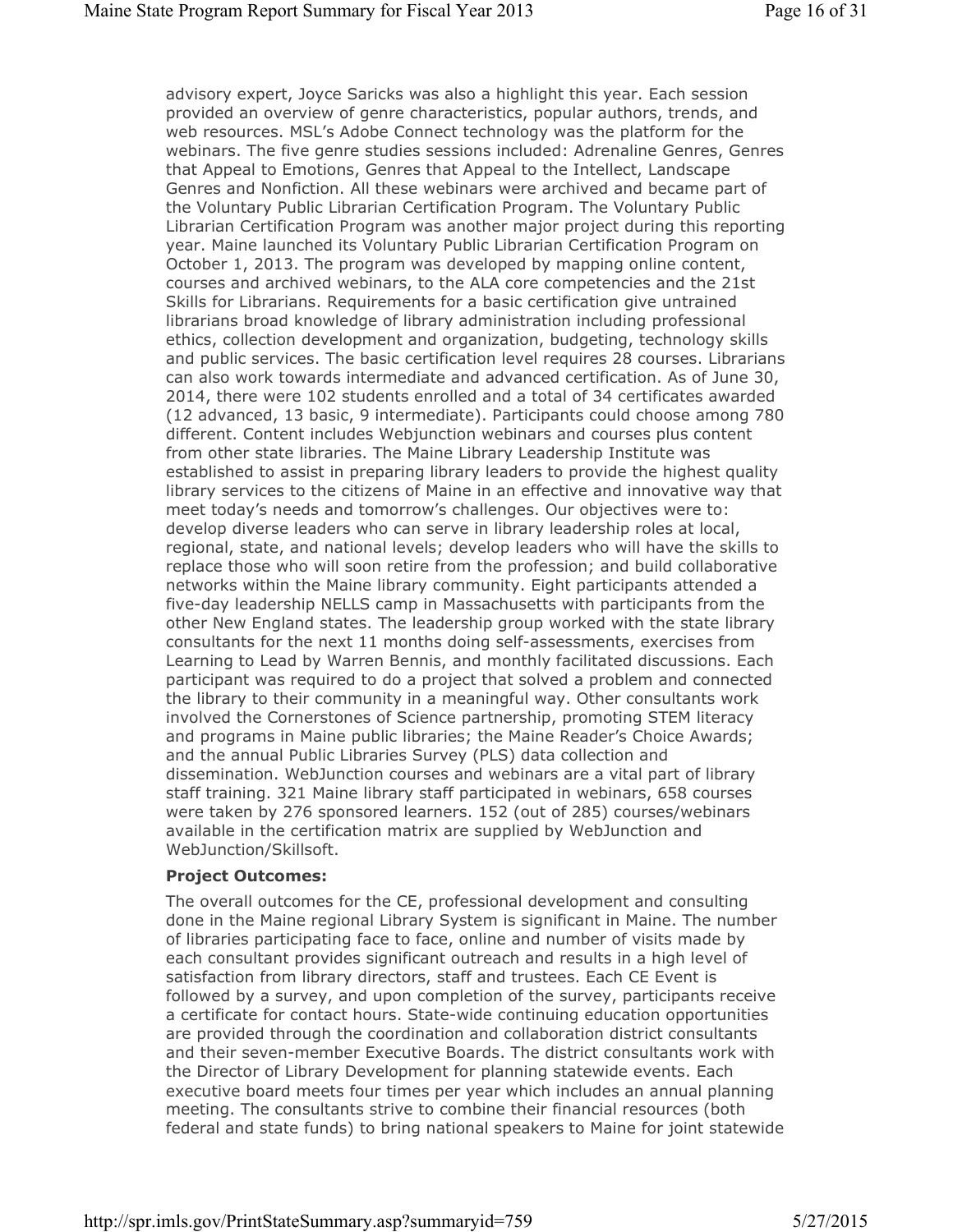advisory expert, Joyce Saricks was also a highlight this year. Each session provided an overview of genre characteristics, popular authors, trends, and web resources. MSL's Adobe Connect technology was the platform for the webinars. The five genre studies sessions included: Adrenaline Genres, Genres that Appeal to Emotions, Genres that Appeal to the Intellect, Landscape Genres and Nonfiction. All these webinars were archived and became part of the Voluntary Public Librarian Certification Program. The Voluntary Public Librarian Certification Program was another major project during this reporting year. Maine launched its Voluntary Public Librarian Certification Program on October 1, 2013. The program was developed by mapping online content, courses and archived webinars, to the ALA core competencies and the 21st Skills for Librarians. Requirements for a basic certification give untrained librarians broad knowledge of library administration including professional ethics, collection development and organization, budgeting, technology skills and public services. The basic certification level requires 28 courses. Librarians can also work towards intermediate and advanced certification. As of June 30, 2014, there were 102 students enrolled and a total of 34 certificates awarded (12 advanced, 13 basic, 9 intermediate). Participants could choose among 780 different. Content includes Webjunction webinars and courses plus content from other state libraries. The Maine Library Leadership Institute was established to assist in preparing library leaders to provide the highest quality library services to the citizens of Maine in an effective and innovative way that meet today's needs and tomorrow's challenges. Our objectives were to: develop diverse leaders who can serve in library leadership roles at local, regional, state, and national levels; develop leaders who will have the skills to replace those who will soon retire from the profession; and build collaborative networks within the Maine library community. Eight participants attended a five-day leadership NELLS camp in Massachusetts with participants from the other New England states. The leadership group worked with the state library consultants for the next 11 months doing self-assessments, exercises from Learning to Lead by Warren Bennis, and monthly facilitated discussions. Each participant was required to do a project that solved a problem and connected the library to their community in a meaningful way. Other consultants work involved the Cornerstones of Science partnership, promoting STEM literacy and programs in Maine public libraries; the Maine Reader's Choice Awards; and the annual Public Libraries Survey (PLS) data collection and dissemination. WebJunction courses and webinars are a vital part of library staff training. 321 Maine library staff participated in webinars, 658 courses were taken by 276 sponsored learners. 152 (out of 285) courses/webinars available in the certification matrix are supplied by WebJunction and WebJunction/Skillsoft.

**Project Outcomes:**

The overall outcomes for the CE, professional development and consulting done in the Maine regional Library System is significant in Maine. The number of libraries participating face to face, online and number of visits made by each consultant provides significant outreach and results in a high level of satisfaction from library directors, staff and trustees. Each CE Event is followed by a survey, and upon completion of the survey, participants receive a certificate for contact hours. State-wide continuing education opportunities are provided through the coordination and collaboration district consultants and their seven-member Executive Boards. The district consultants work with the Director of Library Development for planning statewide events. Each executive board meets four times per year which includes an annual planning meeting. The consultants strive to combine their financial resources (both federal and state funds) to bring national speakers to Maine for joint statewide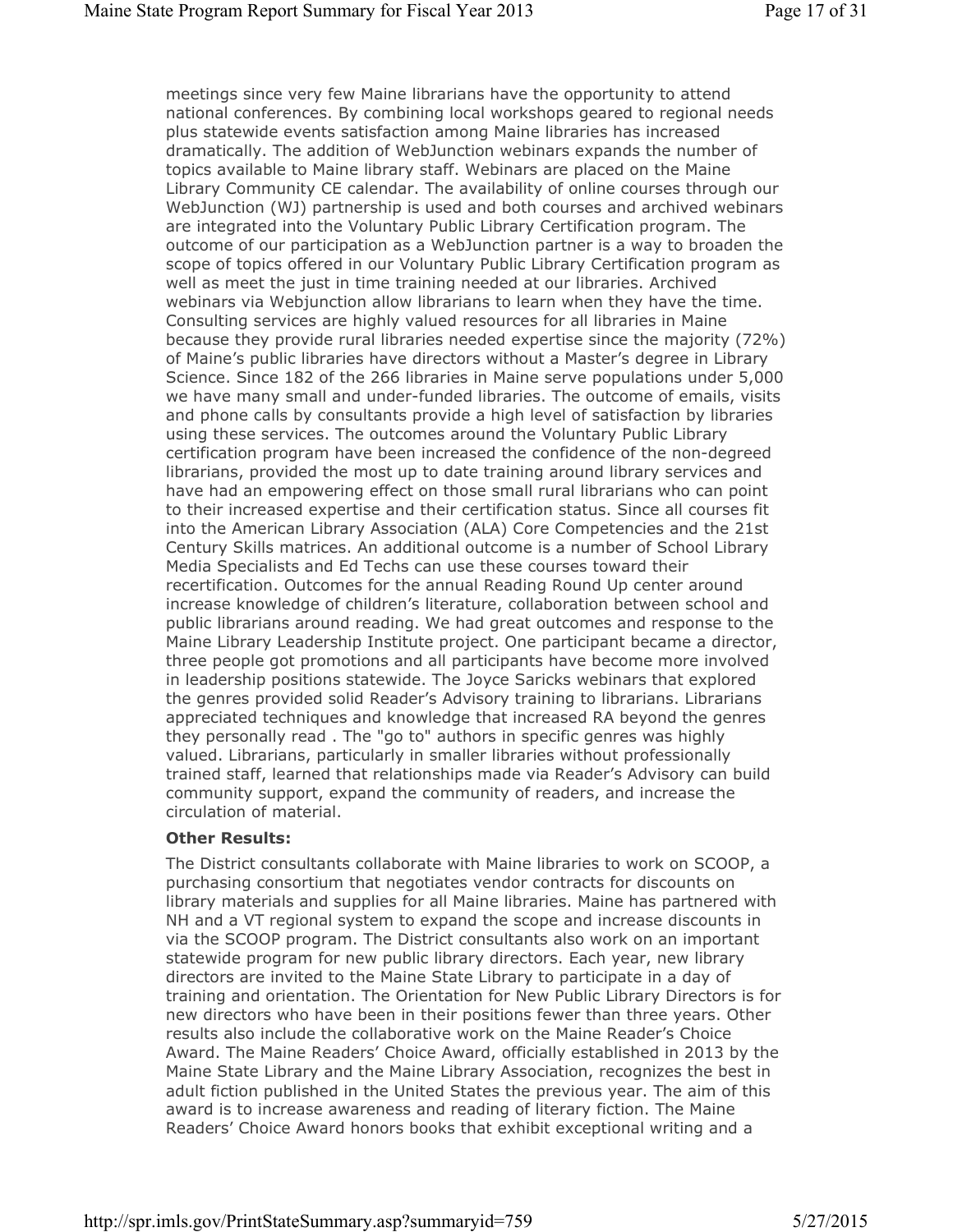meetings since very few Maine librarians have the opportunity to attend national conferences. By combining local workshops geared to regional needs plus statewide events satisfaction among Maine libraries has increased dramatically. The addition of WebJunction webinars expands the number of topics available to Maine library staff. Webinars are placed on the Maine Library Community CE calendar. The availability of online courses through our WebJunction (WJ) partnership is used and both courses and archived webinars are integrated into the Voluntary Public Library Certification program. The outcome of our participation as a WebJunction partner is a way to broaden the scope of topics offered in our Voluntary Public Library Certification program as well as meet the just in time training needed at our libraries. Archived webinars via Webjunction allow librarians to learn when they have the time. Consulting services are highly valued resources for all libraries in Maine because they provide rural libraries needed expertise since the majority (72%) of Maine's public libraries have directors without a Master's degree in Library Science. Since 182 of the 266 libraries in Maine serve populations under 5,000 we have many small and under-funded libraries. The outcome of emails, visits and phone calls by consultants provide a high level of satisfaction by libraries using these services. The outcomes around the Voluntary Public Library certification program have been increased the confidence of the non-degreed librarians, provided the most up to date training around library services and have had an empowering effect on those small rural librarians who can point to their increased expertise and their certification status. Since all courses fit into the American Library Association (ALA) Core Competencies and the 21st Century Skills matrices. An additional outcome is a number of School Library Media Specialists and Ed Techs can use these courses toward their recertification. Outcomes for the annual Reading Round Up center around increase knowledge of children's literature, collaboration between school and public librarians around reading. We had great outcomes and response to the Maine Library Leadership Institute project. One participant became a director, three people got promotions and all participants have become more involved in leadership positions statewide. The Joyce Saricks webinars that explored the genres provided solid Reader's Advisory training to librarians. Librarians appreciated techniques and knowledge that increased RA beyond the genres they personally read . The "go to" authors in specific genres was highly valued. Librarians, particularly in smaller libraries without professionally trained staff, learned that relationships made via Reader's Advisory can build community support, expand the community of readers, and increase the circulation of material.

**Other Results:**

The District consultants collaborate with Maine libraries to work on SCOOP, a purchasing consortium that negotiates vendor contracts for discounts on library materials and supplies for all Maine libraries. Maine has partnered with NH and a VT regional system to expand the scope and increase discounts in via the SCOOP program. The District consultants also work on an important statewide program for new public library directors. Each year, new library directors are invited to the Maine State Library to participate in a day of training and orientation. The Orientation for New Public Library Directors is for new directors who have been in their positions fewer than three years. Other results also include the collaborative work on the Maine Reader's Choice Award. The Maine Readers' Choice Award, officially established in 2013 by the Maine State Library and the Maine Library Association, recognizes the best in adult fiction published in the United States the previous year. The aim of this award is to increase awareness and reading of literary fiction. The Maine Readers' Choice Award honors books that exhibit exceptional writing and a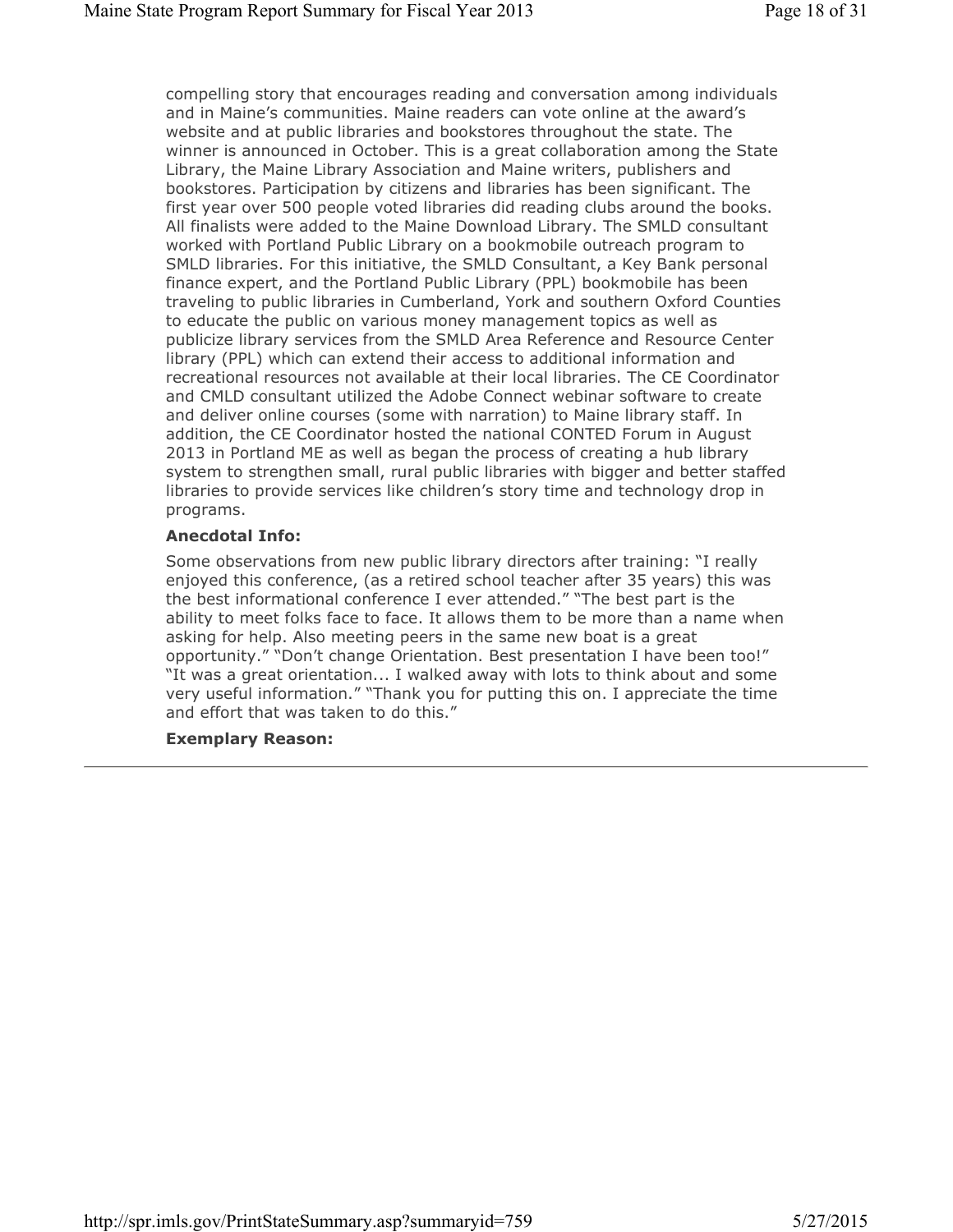compelling story that encourages reading and conversation among individuals and in Maine's communities. Maine readers can vote online at the award's website and at public libraries and bookstores throughout the state. The winner is announced in October. This is a great collaboration among the State Library, the Maine Library Association and Maine writers, publishers and bookstores. Participation by citizens and libraries has been significant. The first year over 500 people voted libraries did reading clubs around the books. All finalists were added to the Maine Download Library. The SMLD consultant worked with Portland Public Library on a bookmobile outreach program to SMLD libraries. For this initiative, the SMLD Consultant, a Key Bank personal finance expert, and the Portland Public Library (PPL) bookmobile has been traveling to public libraries in Cumberland, York and southern Oxford Counties to educate the public on various money management topics as well as publicize library services from the SMLD Area Reference and Resource Center library (PPL) which can extend their access to additional information and recreational resources not available at their local libraries. The CE Coordinator and CMLD consultant utilized the Adobe Connect webinar software to create and deliver online courses (some with narration) to Maine library staff. In addition, the CE Coordinator hosted the national CONTED Forum in August 2013 in Portland ME as well as began the process of creating a hub library system to strengthen small, rural public libraries with bigger and better staffed libraries to provide services like children's story time and technology drop in programs.

**Anecdotal Info:**

Some observations from new public library directors after training: "I really enjoyed this conference, (as a retired school teacher after 35 years) this was the best informational conference I ever attended." "The best part is the ability to meet folks face to face. It allows them to be more than a name when asking for help. Also meeting peers in the same new boat is a great opportunity." "Don't change Orientation. Best presentation I have been too!" "It was a great orientation... I walked away with lots to think about and some very useful information." "Thank you for putting this on. I appreciate the time and effort that was taken to do this."

**Exemplary Reason:**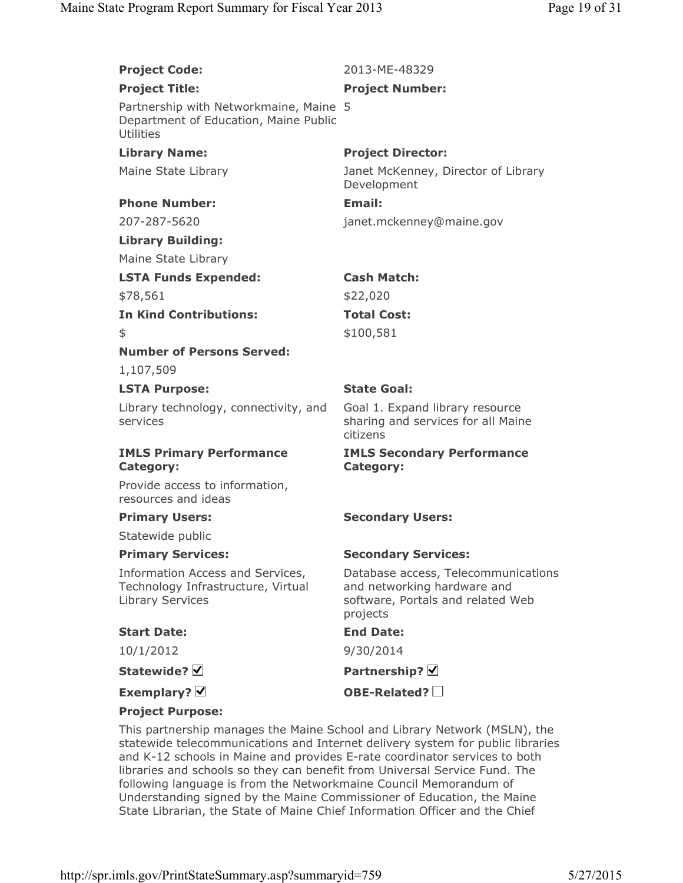**Project Code:** 2013-ME-48329

**Project Title:** Partnership with Networkmaine, Maine Department of Education, Maine Public Utilities

**Project Number:** 5

**Library Name:** Maine State Library

**Project Director:** Janet McKenney, Director of Library Development

**Phone Number:** 207-287-5620

**Email:** janet.mckenney@maine.gov

**Library Building:** Maine State Library

**LSTA Funds Expended:** $78,561

**Cash Match:** $22,020

**In Kind Contributions:** $

**Total Cost:** $100,581

**Number of Persons Served:** 1,107,509

**LSTA Purpose:** Library technology, connectivity, and services

**State Goal:** Goal 1. Expand library resource sharing and services for all Maine citizens

**IMLS Primary Performance Category:** Provide access to information, resources and ideas

**IMLS Secondary Performance Category:**

**Primary Users:** Statewide public

**Secondary Users:**

**Primary Services:** Information Access and Services, Technology Infrastructure, Virtual Library Services

**Secondary Services:** Database access, Telecommunications and networking hardware and software, Portals and related Web projects

**Start Date:** 10/1/2012

**End Date:** 9/30/2014

**Statewide?** ☑

**Partnership?** ☑

**Exemplary?** ☑

**OBE-Related?** ☐

**Project Purpose:**

This partnership manages the Maine School and Library Network (MSLN), the statewide telecommunications and Internet delivery system for public libraries and K-12 schools in Maine and provides E-rate coordinator services to both libraries and schools so they can benefit from Universal Service Fund. The following language is from the Networkmaine Council Memorandum of Understanding signed by the Maine Commissioner of Education, the Maine State Librarian, the State of Maine Chief Information Officer and the Chief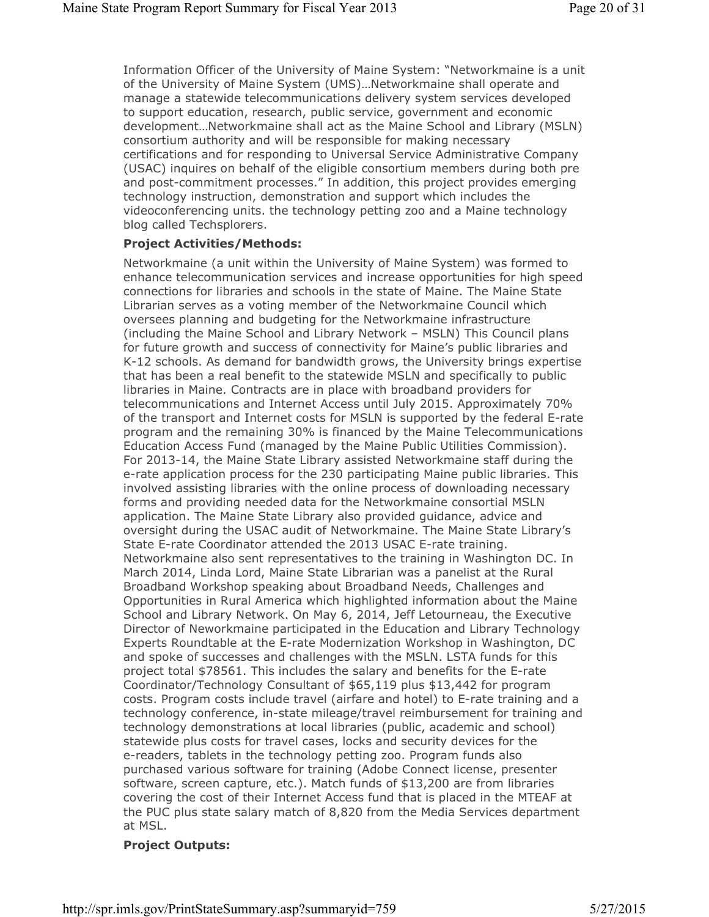Information Officer of the University of Maine System: "Networkmaine is a unit of the University of Maine System (UMS)…Networkmaine shall operate and manage a statewide telecommunications delivery system services developed to support education, research, public service, government and economic development…Networkmaine shall act as the Maine School and Library (MSLN) consortium authority and will be responsible for making necessary certifications and for responding to Universal Service Administrative Company (USAC) inquires on behalf of the eligible consortium members during both pre and post-commitment processes." In addition, this project provides emerging technology instruction, demonstration and support which includes the videoconferencing units. the technology petting zoo and a Maine technology blog called Techsplorers.

**Project Activities/Methods:**

Networkmaine (a unit within the University of Maine System) was formed to enhance telecommunication services and increase opportunities for high speed connections for libraries and schools in the state of Maine. The Maine State Librarian serves as a voting member of the Networkmaine Council which oversees planning and budgeting for the Networkmaine infrastructure (including the Maine School and Library Network – MSLN) This Council plans for future growth and success of connectivity for Maine's public libraries and K-12 schools. As demand for bandwidth grows, the University brings expertise that has been a real benefit to the statewide MSLN and specifically to public libraries in Maine. Contracts are in place with broadband providers for telecommunications and Internet Access until July 2015. Approximately 70% of the transport and Internet costs for MSLN is supported by the federal E-rate program and the remaining 30% is financed by the Maine Telecommunications Education Access Fund (managed by the Maine Public Utilities Commission). For 2013-14, the Maine State Library assisted Networkmaine staff during the e-rate application process for the 230 participating Maine public libraries. This involved assisting libraries with the online process of downloading necessary forms and providing needed data for the Networkmaine consortial MSLN application. The Maine State Library also provided guidance, advice and oversight during the USAC audit of Networkmaine. The Maine State Library's State E-rate Coordinator attended the 2013 USAC E-rate training. Networkmaine also sent representatives to the training in Washington DC. In March 2014, Linda Lord, Maine State Librarian was a panelist at the Rural Broadband Workshop speaking about Broadband Needs, Challenges and Opportunities in Rural America which highlighted information about the Maine School and Library Network. On May 6, 2014, Jeff Letourneau, the Executive Director of Neworkmaine participated in the Education and Library Technology Experts Roundtable at the E-rate Modernization Workshop in Washington, DC and spoke of successes and challenges with the MSLN. LSTA funds for this project total $78561. This includes the salary and benefits for the E-rate Coordinator/Technology Consultant of $65,119 plus $13,442 for program costs. Program costs include travel (airfare and hotel) to E-rate training and a technology conference, in-state mileage/travel reimbursement for training and technology demonstrations at local libraries (public, academic and school) statewide plus costs for travel cases, locks and security devices for the e-readers, tablets in the technology petting zoo. Program funds also purchased various software for training (Adobe Connect license, presenter software, screen capture, etc.). Match funds of $13,200 are from libraries covering the cost of their Internet Access fund that is placed in the MTEAF at the PUC plus state salary match of 8,820 from the Media Services department at MSL.

**Project Outputs:**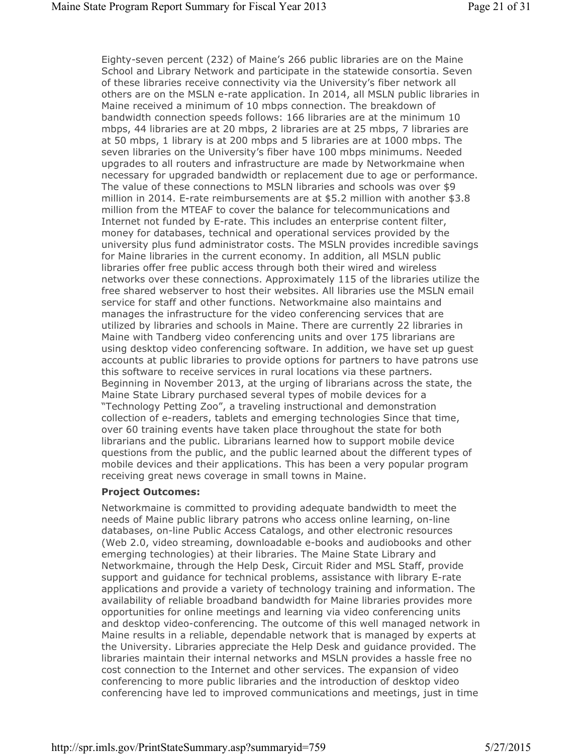Eighty-seven percent (232) of Maine's 266 public libraries are on the Maine School and Library Network and participate in the statewide consortia. Seven of these libraries receive connectivity via the University's fiber network all others are on the MSLN e-rate application. In 2014, all MSLN public libraries in Maine received a minimum of 10 mbps connection. The breakdown of bandwidth connection speeds follows: 166 libraries are at the minimum 10 mbps, 44 libraries are at 20 mbps, 2 libraries are at 25 mbps, 7 libraries are at 50 mbps, 1 library is at 200 mbps and 5 libraries are at 1000 mbps. The seven libraries on the University's fiber have 100 mbps minimums. Needed upgrades to all routers and infrastructure are made by Networkmaine when necessary for upgraded bandwidth or replacement due to age or performance. The value of these connections to MSLN libraries and schools was over $9 million in 2014. E-rate reimbursements are at $5.2 million with another $3.8 million from the MTEAF to cover the balance for telecommunications and Internet not funded by E-rate. This includes an enterprise content filter, money for databases, technical and operational services provided by the university plus fund administrator costs. The MSLN provides incredible savings for Maine libraries in the current economy. In addition, all MSLN public libraries offer free public access through both their wired and wireless networks over these connections. Approximately 115 of the libraries utilize the free shared webserver to host their websites. All libraries use the MSLN email service for staff and other functions. Networkmaine also maintains and manages the infrastructure for the video conferencing services that are utilized by libraries and schools in Maine. There are currently 22 libraries in Maine with Tandberg video conferencing units and over 175 librarians are using desktop video conferencing software. In addition, we have set up guest accounts at public libraries to provide options for partners to have patrons use this software to receive services in rural locations via these partners. Beginning in November 2013, at the urging of librarians across the state, the Maine State Library purchased several types of mobile devices for a "Technology Petting Zoo", a traveling instructional and demonstration collection of e-readers, tablets and emerging technologies Since that time, over 60 training events have taken place throughout the state for both librarians and the public. Librarians learned how to support mobile device questions from the public, and the public learned about the different types of mobile devices and their applications. This has been a very popular program receiving great news coverage in small towns in Maine.

**Project Outcomes:**

Networkmaine is committed to providing adequate bandwidth to meet the needs of Maine public library patrons who access online learning, on-line databases, on-line Public Access Catalogs, and other electronic resources (Web 2.0, video streaming, downloadable e-books and audiobooks and other emerging technologies) at their libraries. The Maine State Library and Networkmaine, through the Help Desk, Circuit Rider and MSL Staff, provide support and guidance for technical problems, assistance with library E-rate applications and provide a variety of technology training and information. The availability of reliable broadband bandwidth for Maine libraries provides more opportunities for online meetings and learning via video conferencing units and desktop video-conferencing. The outcome of this well managed network in Maine results in a reliable, dependable network that is managed by experts at the University. Libraries appreciate the Help Desk and guidance provided. The libraries maintain their internal networks and MSLN provides a hassle free no cost connection to the Internet and other services. The expansion of video conferencing to more public libraries and the introduction of desktop video conferencing have led to improved communications and meetings, just in time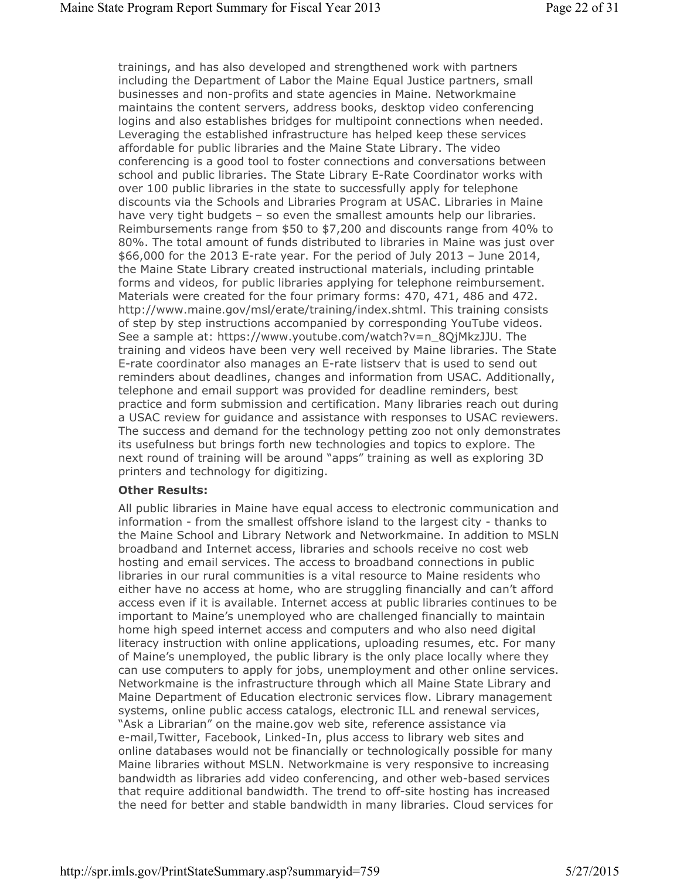trainings, and has also developed and strengthened work with partners including the Department of Labor the Maine Equal Justice partners, small businesses and non-profits and state agencies in Maine. Networkmaine maintains the content servers, address books, desktop video conferencing logins and also establishes bridges for multipoint connections when needed. Leveraging the established infrastructure has helped keep these services affordable for public libraries and the Maine State Library. The video conferencing is a good tool to foster connections and conversations between school and public libraries. The State Library E-Rate Coordinator works with over 100 public libraries in the state to successfully apply for telephone discounts via the Schools and Libraries Program at USAC. Libraries in Maine have very tight budgets – so even the smallest amounts help our libraries. Reimbursements range from $50 to $7,200 and discounts range from 40% to 80%. The total amount of funds distributed to libraries in Maine was just over $66,000 for the 2013 E-rate year. For the period of July 2013 – June 2014, the Maine State Library created instructional materials, including printable forms and videos, for public libraries applying for telephone reimbursement. Materials were created for the four primary forms: 470, 471, 486 and 472. http://www.maine.gov/msl/erate/training/index.shtml. This training consists of step by step instructions accompanied by corresponding YouTube videos. See a sample at: https://www.youtube.com/watch?v=n_8QjMkzJJU. The training and videos have been very well received by Maine libraries. The State E-rate coordinator also manages an E-rate listserv that is used to send out reminders about deadlines, changes and information from USAC. Additionally, telephone and email support was provided for deadline reminders, best practice and form submission and certification. Many libraries reach out during a USAC review for guidance and assistance with responses to USAC reviewers. The success and demand for the technology petting zoo not only demonstrates its usefulness but brings forth new technologies and topics to explore. The next round of training will be around "apps" training as well as exploring 3D printers and technology for digitizing.

**Other Results:**

All public libraries in Maine have equal access to electronic communication and information - from the smallest offshore island to the largest city - thanks to the Maine School and Library Network and Networkmaine. In addition to MSLN broadband and Internet access, libraries and schools receive no cost web hosting and email services. The access to broadband connections in public libraries in our rural communities is a vital resource to Maine residents who either have no access at home, who are struggling financially and can't afford access even if it is available. Internet access at public libraries continues to be important to Maine's unemployed who are challenged financially to maintain home high speed internet access and computers and who also need digital literacy instruction with online applications, uploading resumes, etc. For many of Maine's unemployed, the public library is the only place locally where they can use computers to apply for jobs, unemployment and other online services. Networkmaine is the infrastructure through which all Maine State Library and Maine Department of Education electronic services flow. Library management systems, online public access catalogs, electronic ILL and renewal services, "Ask a Librarian" on the maine.gov web site, reference assistance via e-mail,Twitter, Facebook, Linked-In, plus access to library web sites and online databases would not be financially or technologically possible for many Maine libraries without MSLN. Networkmaine is very responsive to increasing bandwidth as libraries add video conferencing, and other web-based services that require additional bandwidth. The trend to off-site hosting has increased the need for better and stable bandwidth in many libraries. Cloud services for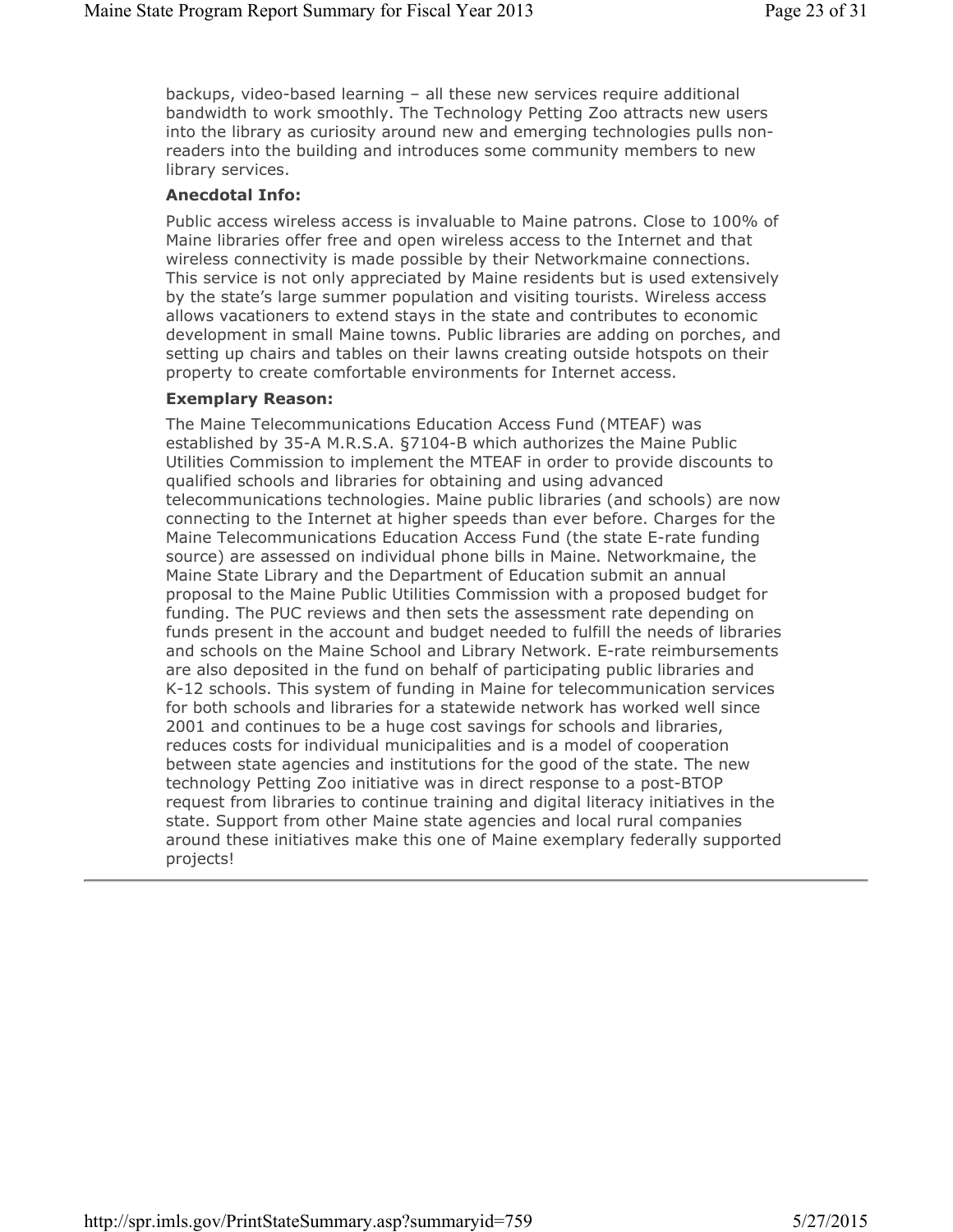backups, video-based learning – all these new services require additional bandwidth to work smoothly. The Technology Petting Zoo attracts new users into the library as curiosity around new and emerging technologies pulls non-readers into the building and introduces some community members to new library services.

**Anecdotal Info:**

Public access wireless access is invaluable to Maine patrons. Close to 100% of Maine libraries offer free and open wireless access to the Internet and that wireless connectivity is made possible by their Networkmaine connections. This service is not only appreciated by Maine residents but is used extensively by the state's large summer population and visiting tourists. Wireless access allows vacationers to extend stays in the state and contributes to economic development in small Maine towns. Public libraries are adding on porches, and setting up chairs and tables on their lawns creating outside hotspots on their property to create comfortable environments for Internet access.

**Exemplary Reason:**

The Maine Telecommunications Education Access Fund (MTEAF) was established by 35-A M.R.S.A. §7104-B which authorizes the Maine Public Utilities Commission to implement the MTEAF in order to provide discounts to qualified schools and libraries for obtaining and using advanced telecommunications technologies. Maine public libraries (and schools) are now connecting to the Internet at higher speeds than ever before. Charges for the Maine Telecommunications Education Access Fund (the state E-rate funding source) are assessed on individual phone bills in Maine. Networkmaine, the Maine State Library and the Department of Education submit an annual proposal to the Maine Public Utilities Commission with a proposed budget for funding. The PUC reviews and then sets the assessment rate depending on funds present in the account and budget needed to fulfill the needs of libraries and schools on the Maine School and Library Network. E-rate reimbursements are also deposited in the fund on behalf of participating public libraries and K-12 schools. This system of funding in Maine for telecommunication services for both schools and libraries for a statewide network has worked well since 2001 and continues to be a huge cost savings for schools and libraries, reduces costs for individual municipalities and is a model of cooperation between state agencies and institutions for the good of the state. The new technology Petting Zoo initiative was in direct response to a post-BTOP request from libraries to continue training and digital literacy initiatives in the state. Support from other Maine state agencies and local rural companies around these initiatives make this one of Maine exemplary federally supported projects!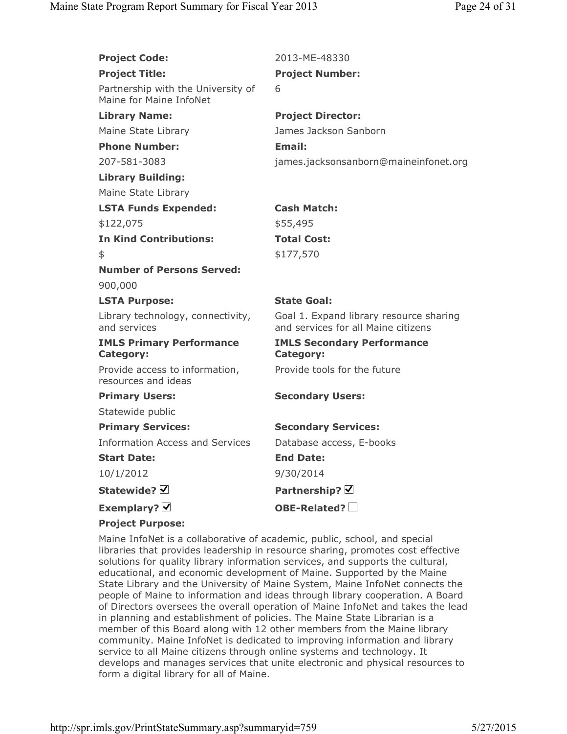**Project Code:** 2013-ME-48330

**Project Title:** Partnership with the University of Maine for Maine InfoNet

**Project Number:** 6

**Library Name:** Maine State Library

**Project Director:** James Jackson Sanborn

**Phone Number:** 207-581-3083

**Email:** james.jacksonsanborn@maineinfonet.org

**Library Building:** Maine State Library

**LSTA Funds Expended:** $122,075

**Cash Match:** $55,495

**In Kind Contributions:** $

**Total Cost:** $177,570

**Number of Persons Served:** 900,000

**LSTA Purpose:** Library technology, connectivity, and services

**State Goal:** Goal 1. Expand library resource sharing and services for all Maine citizens

**IMLS Primary Performance Category:** Provide access to information, resources and ideas

**IMLS Secondary Performance Category:** Provide tools for the future

**Primary Users:** Statewide public

**Secondary Users:**

**Primary Services:** Information Access and Services

**Secondary Services:** Database access, E-books

**Start Date:** 10/1/2012

**End Date:** 9/30/2014

**Statewide?** ☑

**Partnership?** ☑

**Exemplary?** ☑

**OBE-Related?** ☐

**Project Purpose:**

Maine InfoNet is a collaborative of academic, public, school, and special libraries that provides leadership in resource sharing, promotes cost effective solutions for quality library information services, and supports the cultural, educational, and economic development of Maine. Supported by the Maine State Library and the University of Maine System, Maine InfoNet connects the people of Maine to information and ideas through library cooperation. A Board of Directors oversees the overall operation of Maine InfoNet and takes the lead in planning and establishment of policies. The Maine State Librarian is a member of this Board along with 12 other members from the Maine library community. Maine InfoNet is dedicated to improving information and library service to all Maine citizens through online systems and technology. It develops and manages services that unite electronic and physical resources to form a digital library for all of Maine.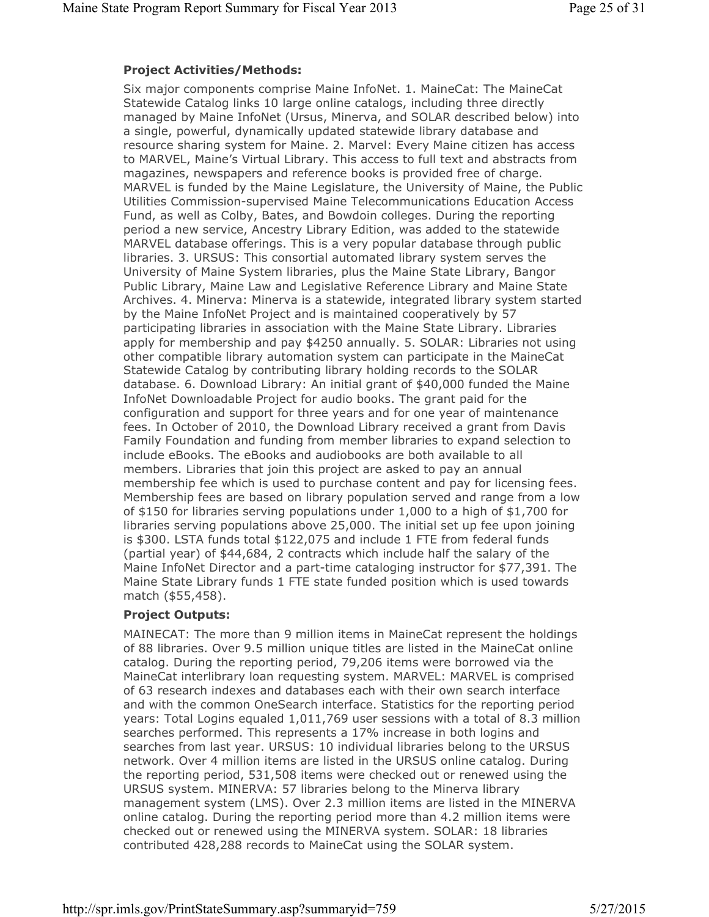**Project Activities/Methods:**

Six major components comprise Maine InfoNet. 1. MaineCat: The MaineCat Statewide Catalog links 10 large online catalogs, including three directly managed by Maine InfoNet (Ursus, Minerva, and SOLAR described below) into a single, powerful, dynamically updated statewide library database and resource sharing system for Maine. 2. Marvel: Every Maine citizen has access to MARVEL, Maine's Virtual Library. This access to full text and abstracts from magazines, newspapers and reference books is provided free of charge. MARVEL is funded by the Maine Legislature, the University of Maine, the Public Utilities Commission-supervised Maine Telecommunications Education Access Fund, as well as Colby, Bates, and Bowdoin colleges. During the reporting period a new service, Ancestry Library Edition, was added to the statewide MARVEL database offerings. This is a very popular database through public libraries. 3. URSUS: This consortial automated library system serves the University of Maine System libraries, plus the Maine State Library, Bangor Public Library, Maine Law and Legislative Reference Library and Maine State Archives. 4. Minerva: Minerva is a statewide, integrated library system started by the Maine InfoNet Project and is maintained cooperatively by 57 participating libraries in association with the Maine State Library. Libraries apply for membership and pay $4250 annually. 5. SOLAR: Libraries not using other compatible library automation system can participate in the MaineCat Statewide Catalog by contributing library holding records to the SOLAR database. 6. Download Library: An initial grant of $40,000 funded the Maine InfoNet Downloadable Project for audio books. The grant paid for the configuration and support for three years and for one year of maintenance fees. In October of 2010, the Download Library received a grant from Davis Family Foundation and funding from member libraries to expand selection to include eBooks. The eBooks and audiobooks are both available to all members. Libraries that join this project are asked to pay an annual membership fee which is used to purchase content and pay for licensing fees. Membership fees are based on library population served and range from a low of $150 for libraries serving populations under 1,000 to a high of $1,700 for libraries serving populations above 25,000. The initial set up fee upon joining is $300. LSTA funds total $122,075 and include 1 FTE from federal funds (partial year) of $44,684, 2 contracts which include half the salary of the Maine InfoNet Director and a part-time cataloging instructor for $77,391. The Maine State Library funds 1 FTE state funded position which is used towards match ($55,458).

**Project Outputs:**

MAINECAT: The more than 9 million items in MaineCat represent the holdings of 88 libraries. Over 9.5 million unique titles are listed in the MaineCat online catalog. During the reporting period, 79,206 items were borrowed via the MaineCat interlibrary loan requesting system. MARVEL: MARVEL is comprised of 63 research indexes and databases each with their own search interface and with the common OneSearch interface. Statistics for the reporting period years: Total Logins equaled 1,011,769 user sessions with a total of 8.3 million searches performed. This represents a 17% increase in both logins and searches from last year. URSUS: 10 individual libraries belong to the URSUS network. Over 4 million items are listed in the URSUS online catalog. During the reporting period, 531,508 items were checked out or renewed using the URSUS system. MINERVA: 57 libraries belong to the Minerva library management system (LMS). Over 2.3 million items are listed in the MINERVA online catalog. During the reporting period more than 4.2 million items were checked out or renewed using the MINERVA system. SOLAR: 18 libraries contributed 428,288 records to MaineCat using the SOLAR system.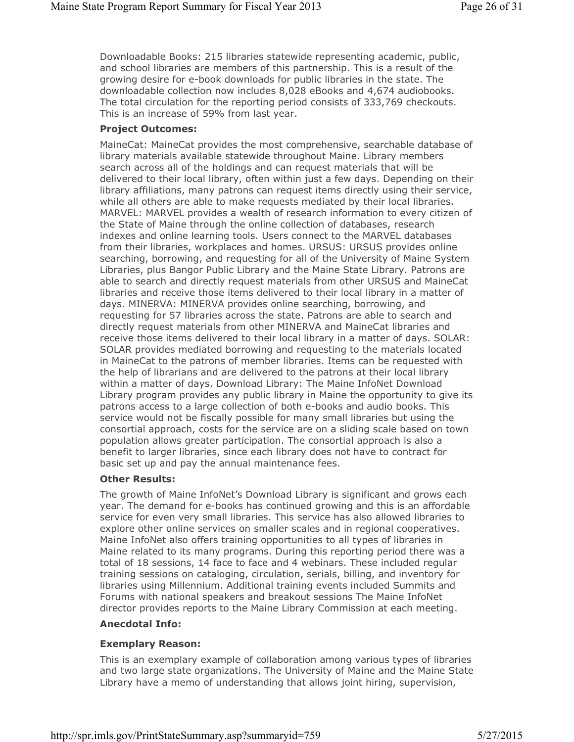Downloadable Books: 215 libraries statewide representing academic, public, and school libraries are members of this partnership. This is a result of the growing desire for e-book downloads for public libraries in the state. The downloadable collection now includes 8,028 eBooks and 4,674 audiobooks. The total circulation for the reporting period consists of 333,769 checkouts. This is an increase of 59% from last year.

**Project Outcomes:**

MaineCat: MaineCat provides the most comprehensive, searchable database of library materials available statewide throughout Maine. Library members search across all of the holdings and can request materials that will be delivered to their local library, often within just a few days. Depending on their library affiliations, many patrons can request items directly using their service, while all others are able to make requests mediated by their local libraries. MARVEL: MARVEL provides a wealth of research information to every citizen of the State of Maine through the online collection of databases, research indexes and online learning tools. Users connect to the MARVEL databases from their libraries, workplaces and homes. URSUS: URSUS provides online searching, borrowing, and requesting for all of the University of Maine System Libraries, plus Bangor Public Library and the Maine State Library. Patrons are able to search and directly request materials from other URSUS and MaineCat libraries and receive those items delivered to their local library in a matter of days. MINERVA: MINERVA provides online searching, borrowing, and requesting for 57 libraries across the state. Patrons are able to search and directly request materials from other MINERVA and MaineCat libraries and receive those items delivered to their local library in a matter of days. SOLAR: SOLAR provides mediated borrowing and requesting to the materials located in MaineCat to the patrons of member libraries. Items can be requested with the help of librarians and are delivered to the patrons at their local library within a matter of days. Download Library: The Maine InfoNet Download Library program provides any public library in Maine the opportunity to give its patrons access to a large collection of both e-books and audio books. This service would not be fiscally possible for many small libraries but using the consortial approach, costs for the service are on a sliding scale based on town population allows greater participation. The consortial approach is also a benefit to larger libraries, since each library does not have to contract for basic set up and pay the annual maintenance fees.

**Other Results:**

The growth of Maine InfoNet's Download Library is significant and grows each year. The demand for e-books has continued growing and this is an affordable service for even very small libraries. This service has also allowed libraries to explore other online services on smaller scales and in regional cooperatives. Maine InfoNet also offers training opportunities to all types of libraries in Maine related to its many programs. During this reporting period there was a total of 18 sessions, 14 face to face and 4 webinars. These included regular training sessions on cataloging, circulation, serials, billing, and inventory for libraries using Millennium. Additional training events included Summits and Forums with national speakers and breakout sessions The Maine InfoNet director provides reports to the Maine Library Commission at each meeting.

**Anecdotal Info:**

**Exemplary Reason:**

This is an exemplary example of collaboration among various types of libraries and two large state organizations. The University of Maine and the Maine State Library have a memo of understanding that allows joint hiring, supervision,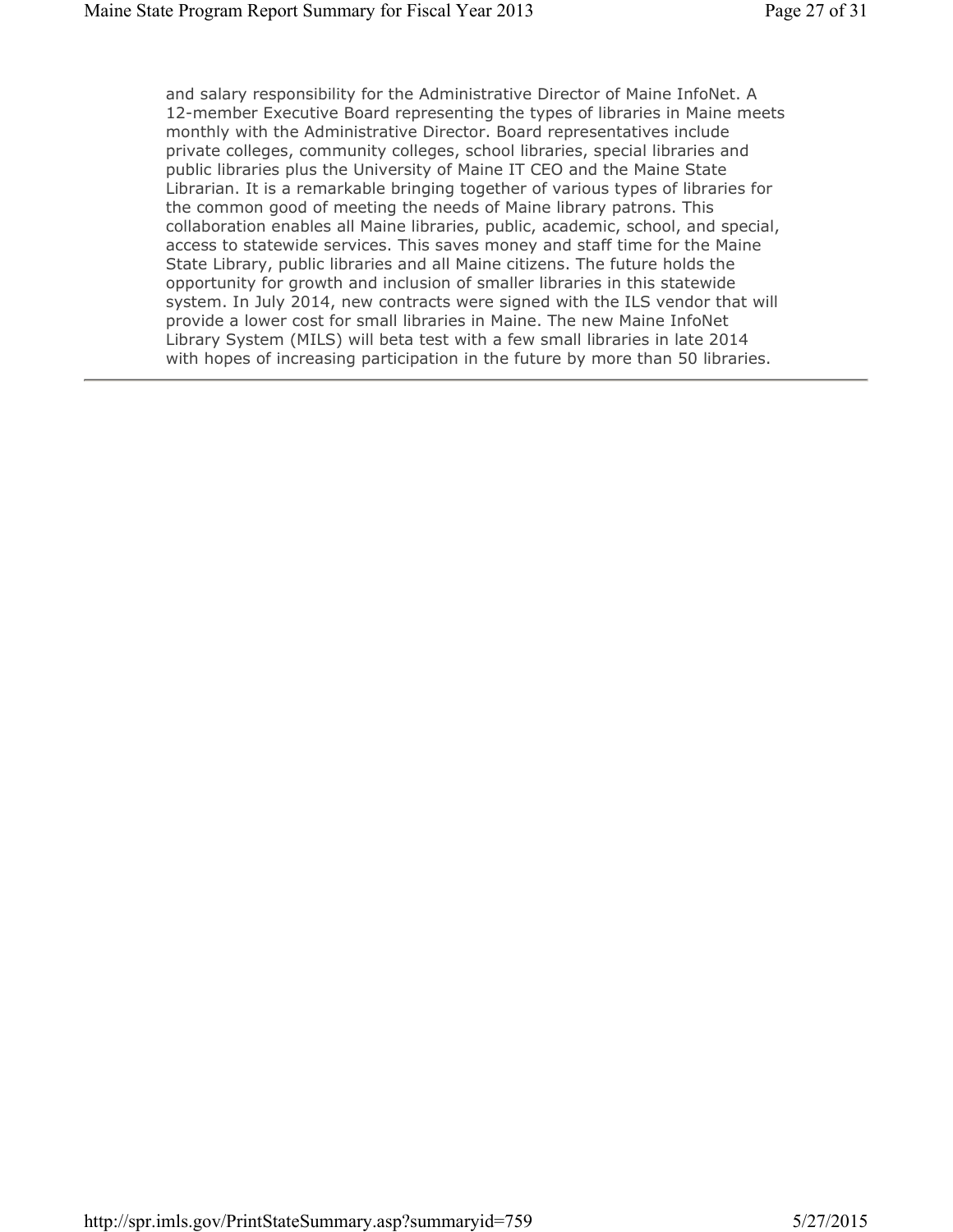and salary responsibility for the Administrative Director of Maine InfoNet. A 12-member Executive Board representing the types of libraries in Maine meets monthly with the Administrative Director. Board representatives include private colleges, community colleges, school libraries, special libraries and public libraries plus the University of Maine IT CEO and the Maine State Librarian. It is a remarkable bringing together of various types of libraries for the common good of meeting the needs of Maine library patrons. This collaboration enables all Maine libraries, public, academic, school, and special, access to statewide services. This saves money and staff time for the Maine State Library, public libraries and all Maine citizens. The future holds the opportunity for growth and inclusion of smaller libraries in this statewide system. In July 2014, new contracts were signed with the ILS vendor that will provide a lower cost for small libraries in Maine. The new Maine InfoNet Library System (MILS) will beta test with a few small libraries in late 2014 with hopes of increasing participation in the future by more than 50 libraries.

---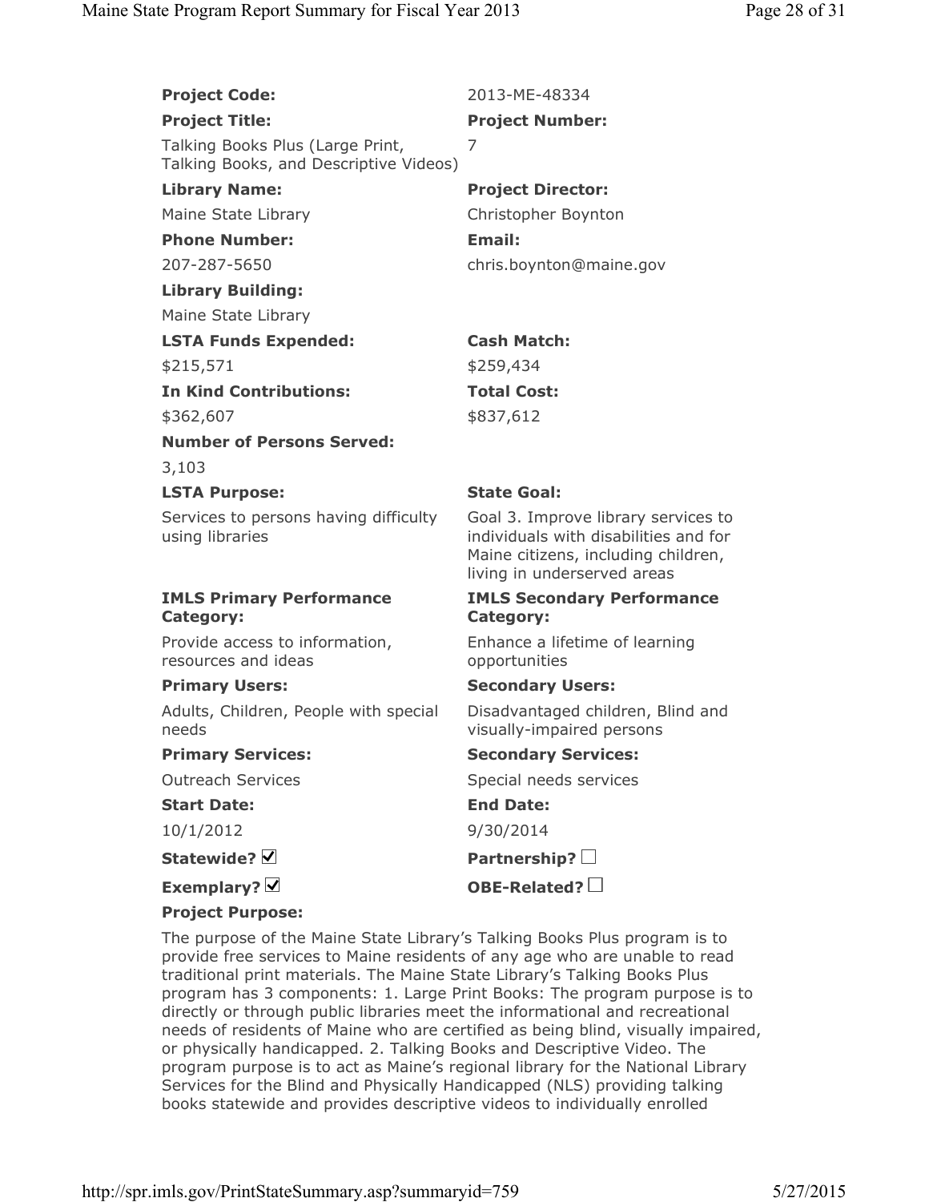**Project Code:** 2013-ME-48334

**Project Title:** Talking Books Plus (Large Print, Talking Books, and Descriptive Videos)

**Project Number:** 7

**Library Name:** Maine State Library

**Project Director:** Christopher Boynton

**Phone Number:** 207-287-5650

**Email:** chris.boynton@maine.gov

**Library Building:** Maine State Library

**LSTA Funds Expended:** $215,571

**Cash Match:** $259,434

**In Kind Contributions:** $362,607

**Total Cost:** $837,612

**Number of Persons Served:** 3,103

**LSTA Purpose:** Services to persons having difficulty using libraries

**State Goal:** Goal 3. Improve library services to individuals with disabilities and for Maine citizens, including children, living in underserved areas

**IMLS Primary Performance Category:** Provide access to information, resources and ideas

**IMLS Secondary Performance Category:** Enhance a lifetime of learning opportunities

**Primary Users:** Adults, Children, People with special needs

**Secondary Users:** Disadvantaged children, Blind and visually-impaired persons

**Primary Services:** Outreach Services

**Secondary Services:** Special needs services

**Start Date:** 10/1/2012

**End Date:** 9/30/2014

**Statewide?** ☑

**Partnership?** ☐

**Exemplary?** ☑

**OBE-Related?** ☐

**Project Purpose:**

The purpose of the Maine State Library's Talking Books Plus program is to provide free services to Maine residents of any age who are unable to read traditional print materials. The Maine State Library's Talking Books Plus program has 3 components: 1. Large Print Books: The program purpose is to directly or through public libraries meet the informational and recreational needs of residents of Maine who are certified as being blind, visually impaired, or physically handicapped. 2. Talking Books and Descriptive Video. The program purpose is to act as Maine's regional library for the National Library Services for the Blind and Physically Handicapped (NLS) providing talking books statewide and provides descriptive videos to individually enrolled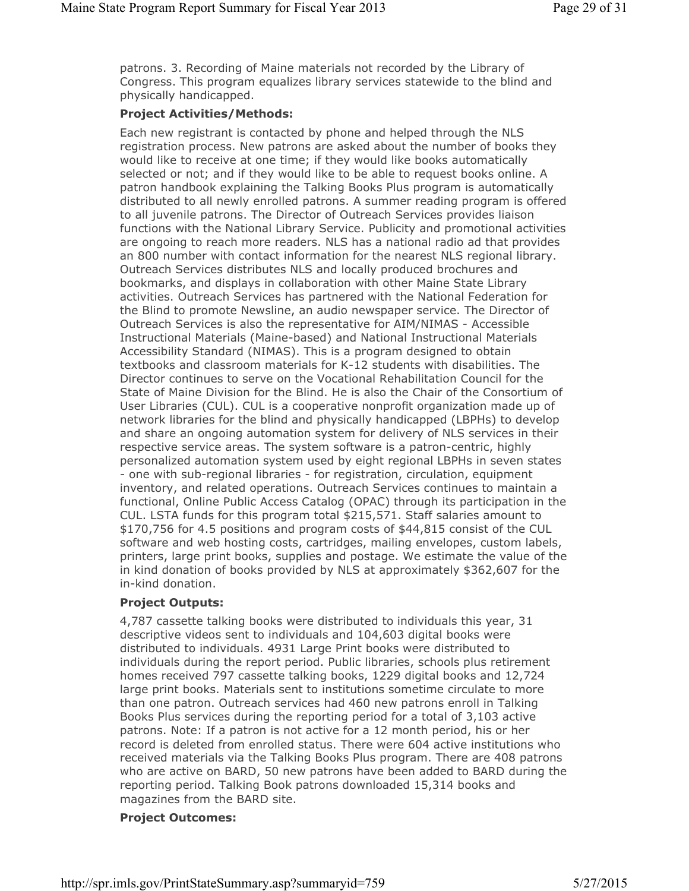patrons. 3. Recording of Maine materials not recorded by the Library of Congress. This program equalizes library services statewide to the blind and physically handicapped.

**Project Activities/Methods:**

Each new registrant is contacted by phone and helped through the NLS registration process. New patrons are asked about the number of books they would like to receive at one time; if they would like books automatically selected or not; and if they would like to be able to request books online. A patron handbook explaining the Talking Books Plus program is automatically distributed to all newly enrolled patrons. A summer reading program is offered to all juvenile patrons. The Director of Outreach Services provides liaison functions with the National Library Service. Publicity and promotional activities are ongoing to reach more readers. NLS has a national radio ad that provides an 800 number with contact information for the nearest NLS regional library. Outreach Services distributes NLS and locally produced brochures and bookmarks, and displays in collaboration with other Maine State Library activities. Outreach Services has partnered with the National Federation for the Blind to promote Newsline, an audio newspaper service. The Director of Outreach Services is also the representative for AIM/NIMAS - Accessible Instructional Materials (Maine-based) and National Instructional Materials Accessibility Standard (NIMAS). This is a program designed to obtain textbooks and classroom materials for K-12 students with disabilities. The Director continues to serve on the Vocational Rehabilitation Council for the State of Maine Division for the Blind. He is also the Chair of the Consortium of User Libraries (CUL). CUL is a cooperative nonprofit organization made up of network libraries for the blind and physically handicapped (LBPHs) to develop and share an ongoing automation system for delivery of NLS services in their respective service areas. The system software is a patron-centric, highly personalized automation system used by eight regional LBPHs in seven states - one with sub-regional libraries - for registration, circulation, equipment inventory, and related operations. Outreach Services continues to maintain a functional, Online Public Access Catalog (OPAC) through its participation in the CUL. LSTA funds for this program total $215,571. Staff salaries amount to $170,756 for 4.5 positions and program costs of $44,815 consist of the CUL software and web hosting costs, cartridges, mailing envelopes, custom labels, printers, large print books, supplies and postage. We estimate the value of the in kind donation of books provided by NLS at approximately $362,607 for the in-kind donation.

**Project Outputs:**

4,787 cassette talking books were distributed to individuals this year, 31 descriptive videos sent to individuals and 104,603 digital books were distributed to individuals. 4931 Large Print books were distributed to individuals during the report period. Public libraries, schools plus retirement homes received 797 cassette talking books, 1229 digital books and 12,724 large print books. Materials sent to institutions sometime circulate to more than one patron. Outreach services had 460 new patrons enroll in Talking Books Plus services during the reporting period for a total of 3,103 active patrons. Note: If a patron is not active for a 12 month period, his or her record is deleted from enrolled status. There were 604 active institutions who received materials via the Talking Books Plus program. There are 408 patrons who are active on BARD, 50 new patrons have been added to BARD during the reporting period. Talking Book patrons downloaded 15,314 books and magazines from the BARD site.

**Project Outcomes:**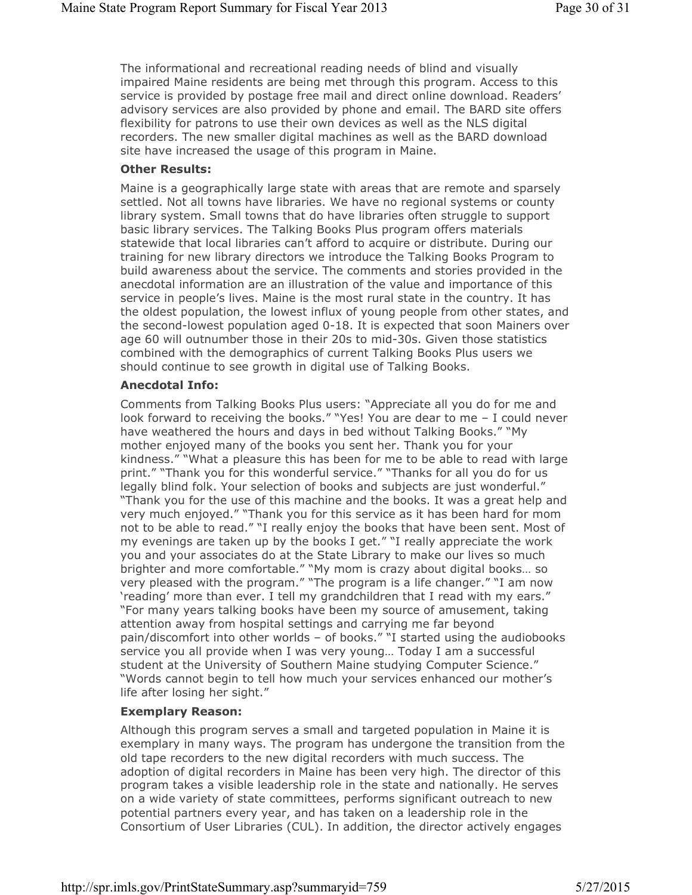The informational and recreational reading needs of blind and visually impaired Maine residents are being met through this program. Access to this service is provided by postage free mail and direct online download. Readers' advisory services are also provided by phone and email. The BARD site offers flexibility for patrons to use their own devices as well as the NLS digital recorders. The new smaller digital machines as well as the BARD download site have increased the usage of this program in Maine.

**Other Results:**

Maine is a geographically large state with areas that are remote and sparsely settled. Not all towns have libraries. We have no regional systems or county library system. Small towns that do have libraries often struggle to support basic library services. The Talking Books Plus program offers materials statewide that local libraries can't afford to acquire or distribute. During our training for new library directors we introduce the Talking Books Program to build awareness about the service. The comments and stories provided in the anecdotal information are an illustration of the value and importance of this service in people's lives. Maine is the most rural state in the country. It has the oldest population, the lowest influx of young people from other states, and the second-lowest population aged 0-18. It is expected that soon Mainers over age 60 will outnumber those in their 20s to mid-30s. Given those statistics combined with the demographics of current Talking Books Plus users we should continue to see growth in digital use of Talking Books.

**Anecdotal Info:**

Comments from Talking Books Plus users: "Appreciate all you do for me and look forward to receiving the books." "Yes! You are dear to me – I could never have weathered the hours and days in bed without Talking Books." "My mother enjoyed many of the books you sent her. Thank you for your kindness." "What a pleasure this has been for me to be able to read with large print." "Thank you for this wonderful service." "Thanks for all you do for us legally blind folk. Your selection of books and subjects are just wonderful." "Thank you for the use of this machine and the books. It was a great help and very much enjoyed." "Thank you for this service as it has been hard for mom not to be able to read." "I really enjoy the books that have been sent. Most of my evenings are taken up by the books I get." "I really appreciate the work you and your associates do at the State Library to make our lives so much brighter and more comfortable." "My mom is crazy about digital books… so very pleased with the program." "The program is a life changer." "I am now 'reading' more than ever. I tell my grandchildren that I read with my ears." "For many years talking books have been my source of amusement, taking attention away from hospital settings and carrying me far beyond pain/discomfort into other worlds – of books." "I started using the audiobooks service you all provide when I was very young… Today I am a successful student at the University of Southern Maine studying Computer Science." "Words cannot begin to tell how much your services enhanced our mother's life after losing her sight."

**Exemplary Reason:**

Although this program serves a small and targeted population in Maine it is exemplary in many ways. The program has undergone the transition from the old tape recorders to the new digital recorders with much success. The adoption of digital recorders in Maine has been very high. The director of this program takes a visible leadership role in the state and nationally. He serves on a wide variety of state committees, performs significant outreach to new potential partners every year, and has taken on a leadership role in the Consortium of User Libraries (CUL). In addition, the director actively engages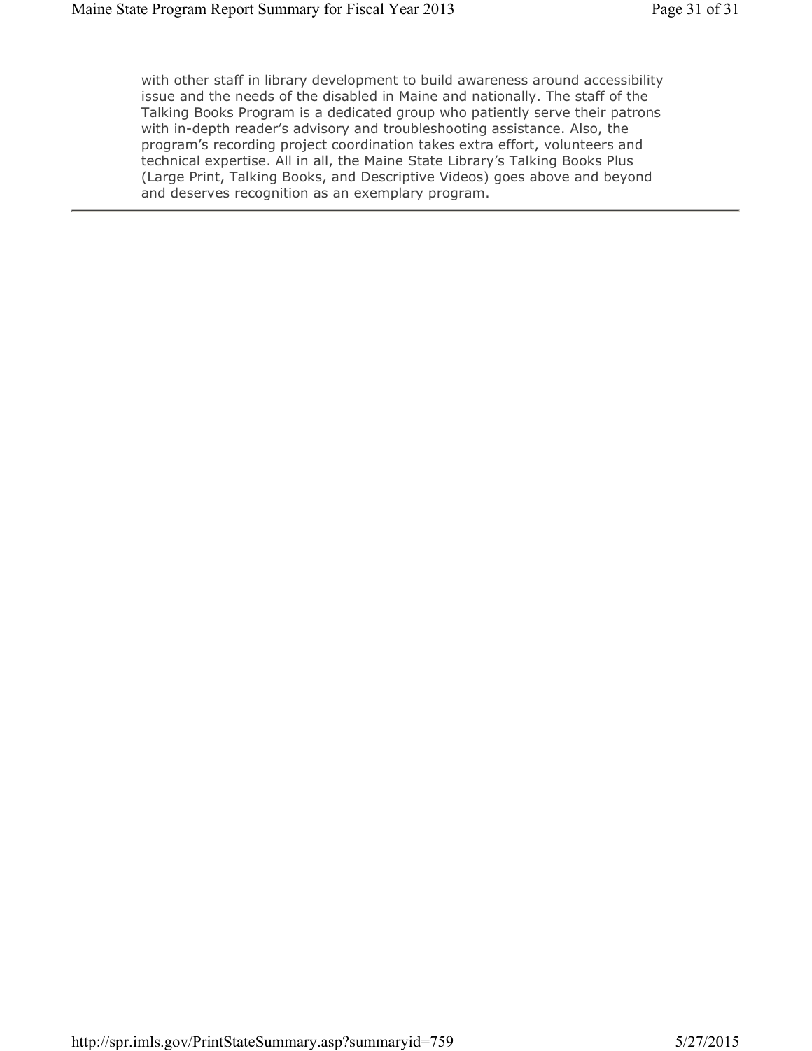with other staff in library development to build awareness around accessibility issue and the needs of the disabled in Maine and nationally. The staff of the Talking Books Program is a dedicated group who patiently serve their patrons with in-depth reader's advisory and troubleshooting assistance. Also, the program's recording project coordination takes extra effort, volunteers and technical expertise. All in all, the Maine State Library's Talking Books Plus (Large Print, Talking Books, and Descriptive Videos) goes above and beyond and deserves recognition as an exemplary program.